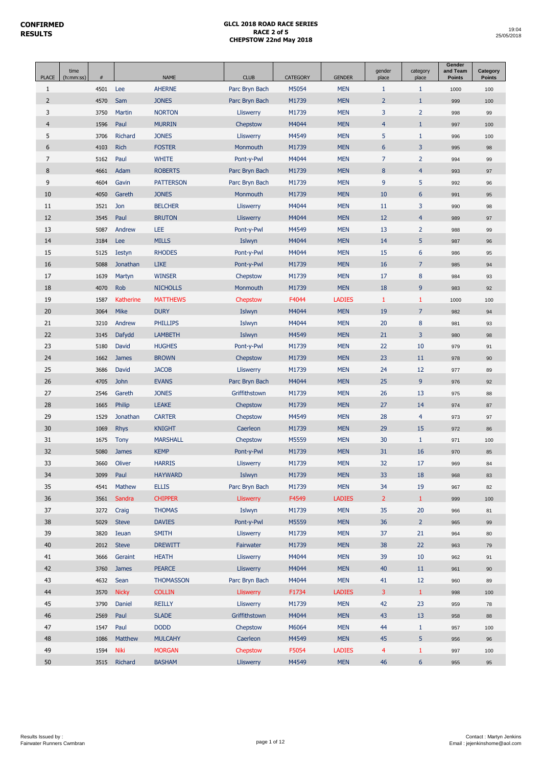**CONFIRMED RESULTS**

**GLCL 2018 ROAD RACE SERIES**
**RACE 2 of 5**
**CHEPSTOW 22nd May 2018**

19:04
25/05/2018

| PLACE | time (h:mm:ss) | # | | NAME | CLUB | CATEGORY | GENDER | gender place | category place | Gender and Team Points | Category Points |
|---|---|---|---|---|---|---|---|---|---|---|---|
| 1 | | 4501 | Lee | AHERNE | Parc Bryn Bach | M5054 | MEN | 1 | 1 | 1000 | 100 |
| 2 | | 4570 | Sam | JONES | Parc Bryn Bach | M1739 | MEN | 2 | 1 | 999 | 100 |
| 3 | | 3750 | Martin | NORTON | Lliswerry | M1739 | MEN | 3 | 2 | 998 | 99 |
| 4 | | 1596 | Paul | MURRIN | Chepstow | M4044 | MEN | 4 | 1 | 997 | 100 |
| 5 | | 3706 | Richard | JONES | Lliswerry | M4549 | MEN | 5 | 1 | 996 | 100 |
| 6 | | 4103 | Rich | FOSTER | Monmouth | M1739 | MEN | 6 | 3 | 995 | 98 |
| 7 | | 5162 | Paul | WHITE | Pont-y-Pwl | M4044 | MEN | 7 | 2 | 994 | 99 |
| 8 | | 4661 | Adam | ROBERTS | Parc Bryn Bach | M1739 | MEN | 8 | 4 | 993 | 97 |
| 9 | | 4604 | Gavin | PATTERSON | Parc Bryn Bach | M1739 | MEN | 9 | 5 | 992 | 96 |
| 10 | | 4050 | Gareth | JONES | Monmouth | M1739 | MEN | 10 | 6 | 991 | 95 |
| 11 | | 3521 | Jon | BELCHER | Lliswerry | M4044 | MEN | 11 | 3 | 990 | 98 |
| 12 | | 3545 | Paul | BRUTON | Lliswerry | M4044 | MEN | 12 | 4 | 989 | 97 |
| 13 | | 5087 | Andrew | LEE | Pont-y-Pwl | M4549 | MEN | 13 | 2 | 988 | 99 |
| 14 | | 3184 | Lee | MILLS | Islwyn | M4044 | MEN | 14 | 5 | 987 | 96 |
| 15 | | 5125 | Iestyn | RHODES | Pont-y-Pwl | M4044 | MEN | 15 | 6 | 986 | 95 |
| 16 | | 5088 | Jonathan | LIKE | Pont-y-Pwl | M1739 | MEN | 16 | 7 | 985 | 94 |
| 17 | | 1639 | Martyn | WINSER | Chepstow | M1739 | MEN | 17 | 8 | 984 | 93 |
| 18 | | 4070 | Rob | NICHOLLS | Monmouth | M1739 | MEN | 18 | 9 | 983 | 92 |
| 19 | | 1587 | Katherine | MATTHEWS | Chepstow | F4044 | LADIES | 1 | 1 | 1000 | 100 |
| 20 | | 3064 | Mike | DURY | Islwyn | M4044 | MEN | 19 | 7 | 982 | 94 |
| 21 | | 3210 | Andrew | PHILLIPS | Islwyn | M4044 | MEN | 20 | 8 | 981 | 93 |
| 22 | | 3145 | Dafydd | LAMBETH | Islwyn | M4549 | MEN | 21 | 3 | 980 | 98 |
| 23 | | 5180 | David | HUGHES | Pont-y-Pwl | M1739 | MEN | 22 | 10 | 979 | 91 |
| 24 | | 1662 | James | BROWN | Chepstow | M1739 | MEN | 23 | 11 | 978 | 90 |
| 25 | | 3686 | David | JACOB | Lliswerry | M1739 | MEN | 24 | 12 | 977 | 89 |
| 26 | | 4705 | John | EVANS | Parc Bryn Bach | M4044 | MEN | 25 | 9 | 976 | 92 |
| 27 | | 2546 | Gareth | JONES | Griffithstown | M1739 | MEN | 26 | 13 | 975 | 88 |
| 28 | | 1665 | Philip | LEAKE | Chepstow | M1739 | MEN | 27 | 14 | 974 | 87 |
| 29 | | 1529 | Jonathan | CARTER | Chepstow | M4549 | MEN | 28 | 4 | 973 | 97 |
| 30 | | 1069 | Rhys | KNIGHT | Caerleon | M1739 | MEN | 29 | 15 | 972 | 86 |
| 31 | | 1675 | Tony | MARSHALL | Chepstow | M5559 | MEN | 30 | 1 | 971 | 100 |
| 32 | | 5080 | James | KEMP | Pont-y-Pwl | M1739 | MEN | 31 | 16 | 970 | 85 |
| 33 | | 3660 | Oliver | HARRIS | Lliswerry | M1739 | MEN | 32 | 17 | 969 | 84 |
| 34 | | 3099 | Paul | HAYWARD | Islwyn | M1739 | MEN | 33 | 18 | 968 | 83 |
| 35 | | 4541 | Mathew | ELLIS | Parc Bryn Bach | M1739 | MEN | 34 | 19 | 967 | 82 |
| 36 | | 3561 | Sandra | CHIPPER | Lliswerry | F4549 | LADIES | 2 | 1 | 999 | 100 |
| 37 | | 3272 | Craig | THOMAS | Islwyn | M1739 | MEN | 35 | 20 | 966 | 81 |
| 38 | | 5029 | Steve | DAVIES | Pont-y-Pwl | M5559 | MEN | 36 | 2 | 965 | 99 |
| 39 | | 3820 | Ieuan | SMITH | Lliswerry | M1739 | MEN | 37 | 21 | 964 | 80 |
| 40 | | 2012 | Steve | DREWITT | Fairwater | M1739 | MEN | 38 | 22 | 963 | 79 |
| 41 | | 3666 | Geraint | HEATH | Lliswerry | M4044 | MEN | 39 | 10 | 962 | 91 |
| 42 | | 3760 | James | PEARCE | Lliswerry | M4044 | MEN | 40 | 11 | 961 | 90 |
| 43 | | 4632 | Sean | THOMASSON | Parc Bryn Bach | M4044 | MEN | 41 | 12 | 960 | 89 |
| 44 | | 3570 | Nicky | COLLIN | Lliswerry | F1734 | LADIES | 3 | 1 | 998 | 100 |
| 45 | | 3790 | Daniel | REILLY | Lliswerry | M1739 | MEN | 42 | 23 | 959 | 78 |
| 46 | | 2569 | Paul | SLADE | Griffithstown | M4044 | MEN | 43 | 13 | 958 | 88 |
| 47 | | 1547 | Paul | DODD | Chepstow | M6064 | MEN | 44 | 1 | 957 | 100 |
| 48 | | 1086 | Matthew | MULCAHY | Caerleon | M4549 | MEN | 45 | 5 | 956 | 96 |
| 49 | | 1594 | Niki | MORGAN | Chepstow | F5054 | LADIES | 4 | 1 | 997 | 100 |
| 50 | | 3515 | Richard | BASHAM | Lliswerry | M4549 | MEN | 46 | 6 | 955 | 95 |

Results Issued by :
Fairwater Runners Cwmbran

Contact : Martyn Jenkins
Email : jejenkinshome@aol.com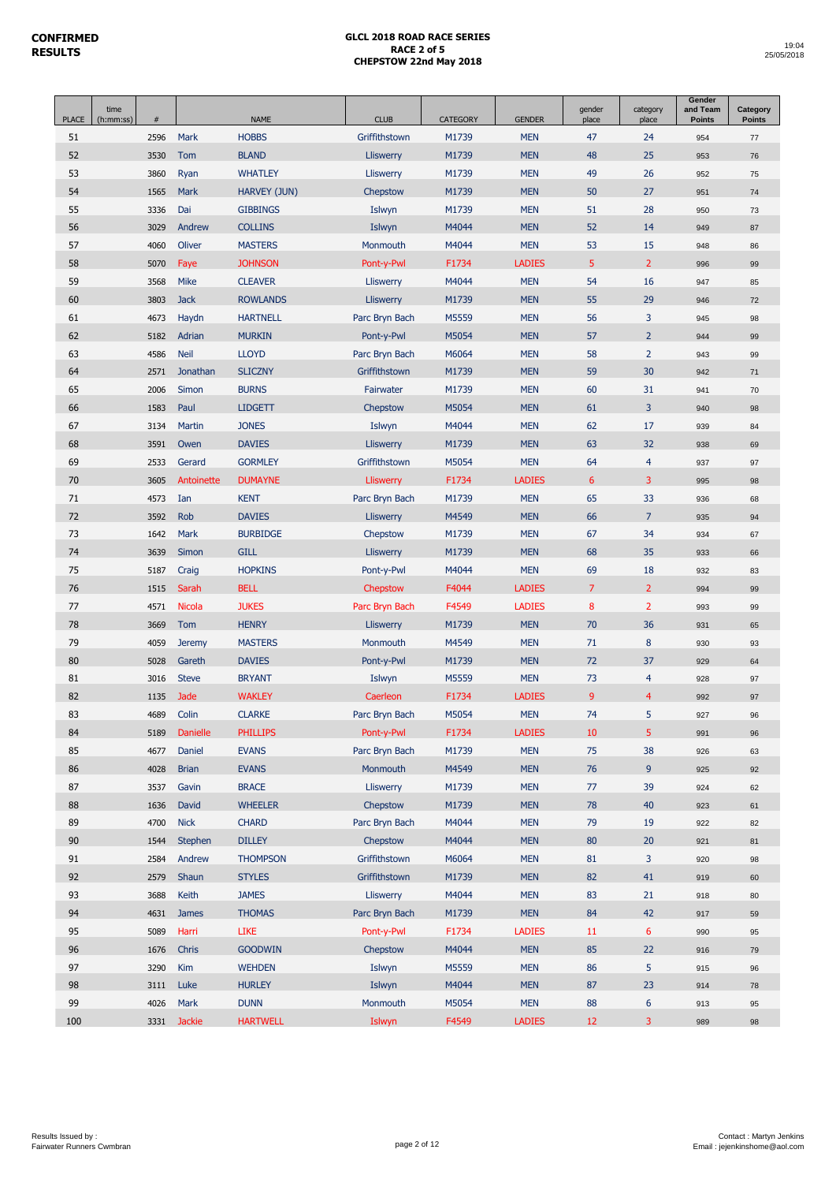**CONFIRMED RESULTS**

**GLCL 2018 ROAD RACE SERIES**
**RACE 2 of 5**
**CHEPSTOW 22nd May 2018**

19:04
25/05/2018

| PLACE | time (h:mm:ss) | # | | NAME | CLUB | CATEGORY | GENDER | gender place | category place | Gender and Team Points | Category Points |
|---|---|---|---|---|---|---|---|---|---|---|---|
| 51 | | 2596 | Mark | HOBBS | Griffithstown | M1739 | MEN | 47 | 24 | 954 | 77 |
| 52 | | 3530 | Tom | BLAND | Lliswerry | M1739 | MEN | 48 | 25 | 953 | 76 |
| 53 | | 3860 | Ryan | WHATLEY | Lliswerry | M1739 | MEN | 49 | 26 | 952 | 75 |
| 54 | | 1565 | Mark | HARVEY (JUN) | Chepstow | M1739 | MEN | 50 | 27 | 951 | 74 |
| 55 | | 3336 | Dai | GIBBINGS | Islwyn | M1739 | MEN | 51 | 28 | 950 | 73 |
| 56 | | 3029 | Andrew | COLLINS | Islwyn | M4044 | MEN | 52 | 14 | 949 | 87 |
| 57 | | 4060 | Oliver | MASTERS | Monmouth | M4044 | MEN | 53 | 15 | 948 | 86 |
| 58 | | 5070 | Faye | JOHNSON | Pont-y-Pwl | F1734 | LADIES | 5 | 2 | 996 | 99 |
| 59 | | 3568 | Mike | CLEAVER | Lliswerry | M4044 | MEN | 54 | 16 | 947 | 85 |
| 60 | | 3803 | Jack | ROWLANDS | Lliswerry | M1739 | MEN | 55 | 29 | 946 | 72 |
| 61 | | 4673 | Haydn | HARTNELL | Parc Bryn Bach | M5559 | MEN | 56 | 3 | 945 | 98 |
| 62 | | 5182 | Adrian | MURKIN | Pont-y-Pwl | M5054 | MEN | 57 | 2 | 944 | 99 |
| 63 | | 4586 | Neil | LLOYD | Parc Bryn Bach | M6064 | MEN | 58 | 2 | 943 | 99 |
| 64 | | 2571 | Jonathan | SLICZNY | Griffithstown | M1739 | MEN | 59 | 30 | 942 | 71 |
| 65 | | 2006 | Simon | BURNS | Fairwater | M1739 | MEN | 60 | 31 | 941 | 70 |
| 66 | | 1583 | Paul | LIDGETT | Chepstow | M5054 | MEN | 61 | 3 | 940 | 98 |
| 67 | | 3134 | Martin | JONES | Islwyn | M4044 | MEN | 62 | 17 | 939 | 84 |
| 68 | | 3591 | Owen | DAVIES | Lliswerry | M1739 | MEN | 63 | 32 | 938 | 69 |
| 69 | | 2533 | Gerard | GORMLEY | Griffithstown | M5054 | MEN | 64 | 4 | 937 | 97 |
| 70 | | 3605 | Antoinette | DUMAYNE | Lliswerry | F1734 | LADIES | 6 | 3 | 995 | 98 |
| 71 | | 4573 | Ian | KENT | Parc Bryn Bach | M1739 | MEN | 65 | 33 | 936 | 68 |
| 72 | | 3592 | Rob | DAVIES | Lliswerry | M4549 | MEN | 66 | 7 | 935 | 94 |
| 73 | | 1642 | Mark | BURBIDGE | Chepstow | M1739 | MEN | 67 | 34 | 934 | 67 |
| 74 | | 3639 | Simon | GILL | Lliswerry | M1739 | MEN | 68 | 35 | 933 | 66 |
| 75 | | 5187 | Craig | HOPKINS | Pont-y-Pwl | M4044 | MEN | 69 | 18 | 932 | 83 |
| 76 | | 1515 | Sarah | BELL | Chepstow | F4044 | LADIES | 7 | 2 | 994 | 99 |
| 77 | | 4571 | Nicola | JUKES | Parc Bryn Bach | F4549 | LADIES | 8 | 2 | 993 | 99 |
| 78 | | 3669 | Tom | HENRY | Lliswerry | M1739 | MEN | 70 | 36 | 931 | 65 |
| 79 | | 4059 | Jeremy | MASTERS | Monmouth | M4549 | MEN | 71 | 8 | 930 | 93 |
| 80 | | 5028 | Gareth | DAVIES | Pont-y-Pwl | M1739 | MEN | 72 | 37 | 929 | 64 |
| 81 | | 3016 | Steve | BRYANT | Islwyn | M5559 | MEN | 73 | 4 | 928 | 97 |
| 82 | | 1135 | Jade | WAKLEY | Caerleon | F1734 | LADIES | 9 | 4 | 992 | 97 |
| 83 | | 4689 | Colin | CLARKE | Parc Bryn Bach | M5054 | MEN | 74 | 5 | 927 | 96 |
| 84 | | 5189 | Danielle | PHILLIPS | Pont-y-Pwl | F1734 | LADIES | 10 | 5 | 991 | 96 |
| 85 | | 4677 | Daniel | EVANS | Parc Bryn Bach | M1739 | MEN | 75 | 38 | 926 | 63 |
| 86 | | 4028 | Brian | EVANS | Monmouth | M4549 | MEN | 76 | 9 | 925 | 92 |
| 87 | | 3537 | Gavin | BRACE | Lliswerry | M1739 | MEN | 77 | 39 | 924 | 62 |
| 88 | | 1636 | David | WHEELER | Chepstow | M1739 | MEN | 78 | 40 | 923 | 61 |
| 89 | | 4700 | Nick | CHARD | Parc Bryn Bach | M4044 | MEN | 79 | 19 | 922 | 82 |
| 90 | | 1544 | Stephen | DILLEY | Chepstow | M4044 | MEN | 80 | 20 | 921 | 81 |
| 91 | | 2584 | Andrew | THOMPSON | Griffithstown | M6064 | MEN | 81 | 3 | 920 | 98 |
| 92 | | 2579 | Shaun | STYLES | Griffithstown | M1739 | MEN | 82 | 41 | 919 | 60 |
| 93 | | 3688 | Keith | JAMES | Lliswerry | M4044 | MEN | 83 | 21 | 918 | 80 |
| 94 | | 4631 | James | THOMAS | Parc Bryn Bach | M1739 | MEN | 84 | 42 | 917 | 59 |
| 95 | | 5089 | Harri | LIKE | Pont-y-Pwl | F1734 | LADIES | 11 | 6 | 990 | 95 |
| 96 | | 1676 | Chris | GOODWIN | Chepstow | M4044 | MEN | 85 | 22 | 916 | 79 |
| 97 | | 3290 | Kim | WEHDEN | Islwyn | M5559 | MEN | 86 | 5 | 915 | 96 |
| 98 | | 3111 | Luke | HURLEY | Islwyn | M4044 | MEN | 87 | 23 | 914 | 78 |
| 99 | | 4026 | Mark | DUNN | Monmouth | M5054 | MEN | 88 | 6 | 913 | 95 |
| 100 | | 3331 | Jackie | HARTWELL | Islwyn | F4549 | LADIES | 12 | 3 | 989 | 98 |

Results Issued by :
Fairwater Runners Cwmbran

Contact : Martyn Jenkins
Email : jejenkinshome@aol.com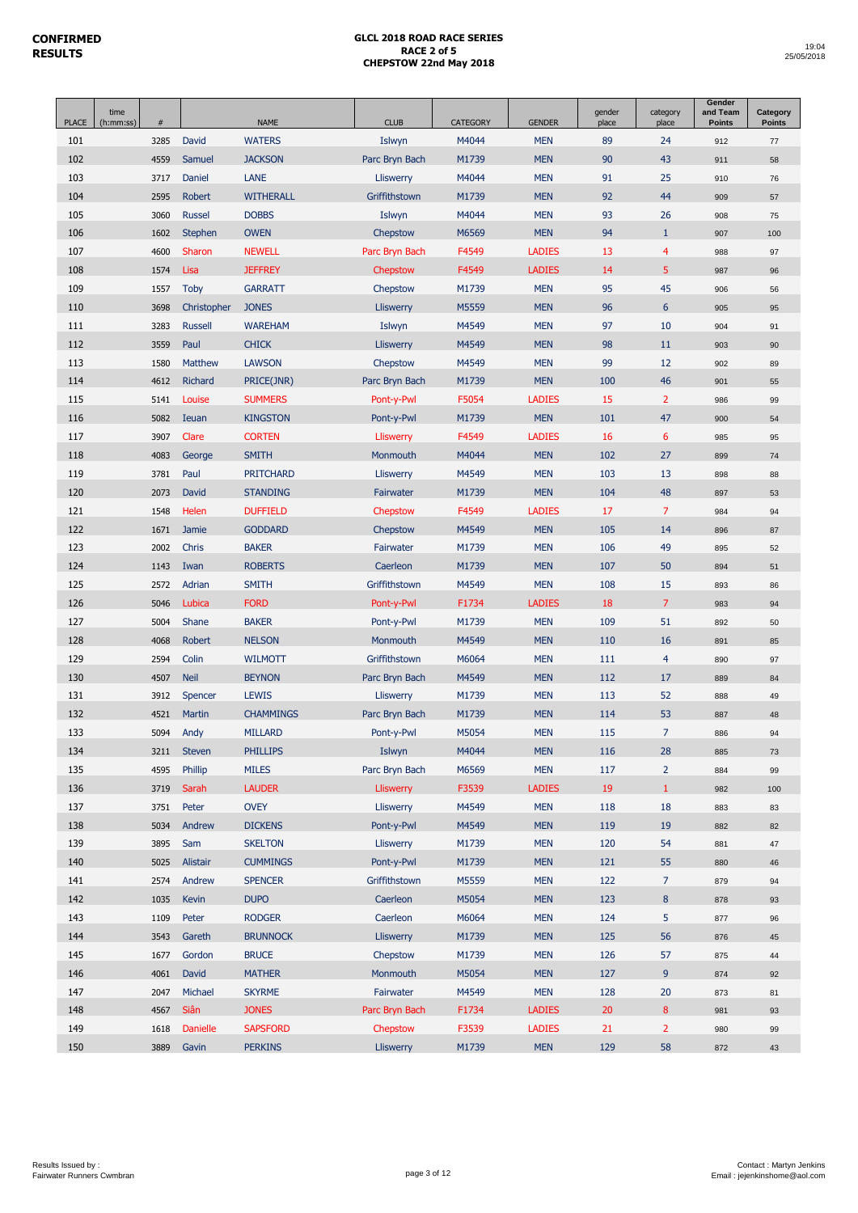**CONFIRMED RESULTS**

**GLCL 2018 ROAD RACE SERIES**
**RACE 2 of 5**
**CHEPSTOW 22nd May 2018**

19:04
25/05/2018

| PLACE | time (h:mm:ss) | # | | NAME | CLUB | CATEGORY | GENDER | gender place | category place | Gender and Team Points | Category Points |
|---|---|---|---|---|---|---|---|---|---|---|---|
| 101 | | 3285 | David | WATERS | Islwyn | M4044 | MEN | 89 | 24 | 912 | 77 |
| 102 | | 4559 | Samuel | JACKSON | Parc Bryn Bach | M1739 | MEN | 90 | 43 | 911 | 58 |
| 103 | | 3717 | Daniel | LANE | Lliswerry | M4044 | MEN | 91 | 25 | 910 | 76 |
| 104 | | 2595 | Robert | WITHERALL | Griffithstown | M1739 | MEN | 92 | 44 | 909 | 57 |
| 105 | | 3060 | Russel | DOBBS | Islwyn | M4044 | MEN | 93 | 26 | 908 | 75 |
| 106 | | 1602 | Stephen | OWEN | Chepstow | M6569 | MEN | 94 | 1 | 907 | 100 |
| 107 | | 4600 | Sharon | NEWELL | Parc Bryn Bach | F4549 | LADIES | 13 | 4 | 988 | 97 |
| 108 | | 1574 | Lisa | JEFFREY | Chepstow | F4549 | LADIES | 14 | 5 | 987 | 96 |
| 109 | | 1557 | Toby | GARRATT | Chepstow | M1739 | MEN | 95 | 45 | 906 | 56 |
| 110 | | 3698 | Christopher | JONES | Lliswerry | M5559 | MEN | 96 | 6 | 905 | 95 |
| 111 | | 3283 | Russell | WAREHAM | Islwyn | M4549 | MEN | 97 | 10 | 904 | 91 |
| 112 | | 3559 | Paul | CHICK | Lliswerry | M4549 | MEN | 98 | 11 | 903 | 90 |
| 113 | | 1580 | Matthew | LAWSON | Chepstow | M4549 | MEN | 99 | 12 | 902 | 89 |
| 114 | | 4612 | Richard | PRICE(JNR) | Parc Bryn Bach | M1739 | MEN | 100 | 46 | 901 | 55 |
| 115 | | 5141 | Louise | SUMMERS | Pont-y-Pwl | F5054 | LADIES | 15 | 2 | 986 | 99 |
| 116 | | 5082 | Ieuan | KINGSTON | Pont-y-Pwl | M1739 | MEN | 101 | 47 | 900 | 54 |
| 117 | | 3907 | Clare | CORTEN | Lliswerry | F4549 | LADIES | 16 | 6 | 985 | 95 |
| 118 | | 4083 | George | SMITH | Monmouth | M4044 | MEN | 102 | 27 | 899 | 74 |
| 119 | | 3781 | Paul | PRITCHARD | Lliswerry | M4549 | MEN | 103 | 13 | 898 | 88 |
| 120 | | 2073 | David | STANDING | Fairwater | M1739 | MEN | 104 | 48 | 897 | 53 |
| 121 | | 1548 | Helen | DUFFIELD | Chepstow | F4549 | LADIES | 17 | 7 | 984 | 94 |
| 122 | | 1671 | Jamie | GODDARD | Chepstow | M4549 | MEN | 105 | 14 | 896 | 87 |
| 123 | | 2002 | Chris | BAKER | Fairwater | M1739 | MEN | 106 | 49 | 895 | 52 |
| 124 | | 1143 | Iwan | ROBERTS | Caerleon | M1739 | MEN | 107 | 50 | 894 | 51 |
| 125 | | 2572 | Adrian | SMITH | Griffithstown | M4549 | MEN | 108 | 15 | 893 | 86 |
| 126 | | 5046 | Lubica | FORD | Pont-y-Pwl | F1734 | LADIES | 18 | 7 | 983 | 94 |
| 127 | | 5004 | Shane | BAKER | Pont-y-Pwl | M1739 | MEN | 109 | 51 | 892 | 50 |
| 128 | | 4068 | Robert | NELSON | Monmouth | M4549 | MEN | 110 | 16 | 891 | 85 |
| 129 | | 2594 | Colin | WILMOTT | Griffithstown | M6064 | MEN | 111 | 4 | 890 | 97 |
| 130 | | 4507 | Neil | BEYNON | Parc Bryn Bach | M4549 | MEN | 112 | 17 | 889 | 84 |
| 131 | | 3912 | Spencer | LEWIS | Lliswerry | M1739 | MEN | 113 | 52 | 888 | 49 |
| 132 | | 4521 | Martin | CHAMMINGS | Parc Bryn Bach | M1739 | MEN | 114 | 53 | 887 | 48 |
| 133 | | 5094 | Andy | MILLARD | Pont-y-Pwl | M5054 | MEN | 115 | 7 | 886 | 94 |
| 134 | | 3211 | Steven | PHILLIPS | Islwyn | M4044 | MEN | 116 | 28 | 885 | 73 |
| 135 | | 4595 | Phillip | MILES | Parc Bryn Bach | M6569 | MEN | 117 | 2 | 884 | 99 |
| 136 | | 3719 | Sarah | LAUDER | Lliswerry | F3539 | LADIES | 19 | 1 | 982 | 100 |
| 137 | | 3751 | Peter | OVEY | Lliswerry | M4549 | MEN | 118 | 18 | 883 | 83 |
| 138 | | 5034 | Andrew | DICKENS | Pont-y-Pwl | M4549 | MEN | 119 | 19 | 882 | 82 |
| 139 | | 3895 | Sam | SKELTON | Lliswerry | M1739 | MEN | 120 | 54 | 881 | 47 |
| 140 | | 5025 | Alistair | CUMMINGS | Pont-y-Pwl | M1739 | MEN | 121 | 55 | 880 | 46 |
| 141 | | 2574 | Andrew | SPENCER | Griffithstown | M5559 | MEN | 122 | 7 | 879 | 94 |
| 142 | | 1035 | Kevin | DUPO | Caerleon | M5054 | MEN | 123 | 8 | 878 | 93 |
| 143 | | 1109 | Peter | RODGER | Caerleon | M6064 | MEN | 124 | 5 | 877 | 96 |
| 144 | | 3543 | Gareth | BRUNNOCK | Lliswerry | M1739 | MEN | 125 | 56 | 876 | 45 |
| 145 | | 1677 | Gordon | BRUCE | Chepstow | M1739 | MEN | 126 | 57 | 875 | 44 |
| 146 | | 4061 | David | MATHER | Monmouth | M5054 | MEN | 127 | 9 | 874 | 92 |
| 147 | | 2047 | Michael | SKYRME | Fairwater | M4549 | MEN | 128 | 20 | 873 | 81 |
| 148 | | 4567 | Siân | JONES | Parc Bryn Bach | F1734 | LADIES | 20 | 8 | 981 | 93 |
| 149 | | 1618 | Danielle | SAPSFORD | Chepstow | F3539 | LADIES | 21 | 2 | 980 | 99 |
| 150 | | 3889 | Gavin | PERKINS | Lliswerry | M1739 | MEN | 129 | 58 | 872 | 43 |

Results Issued by :
Fairwater Runners Cwmbran

Contact : Martyn Jenkins
Email : jejenkinshome@aol.com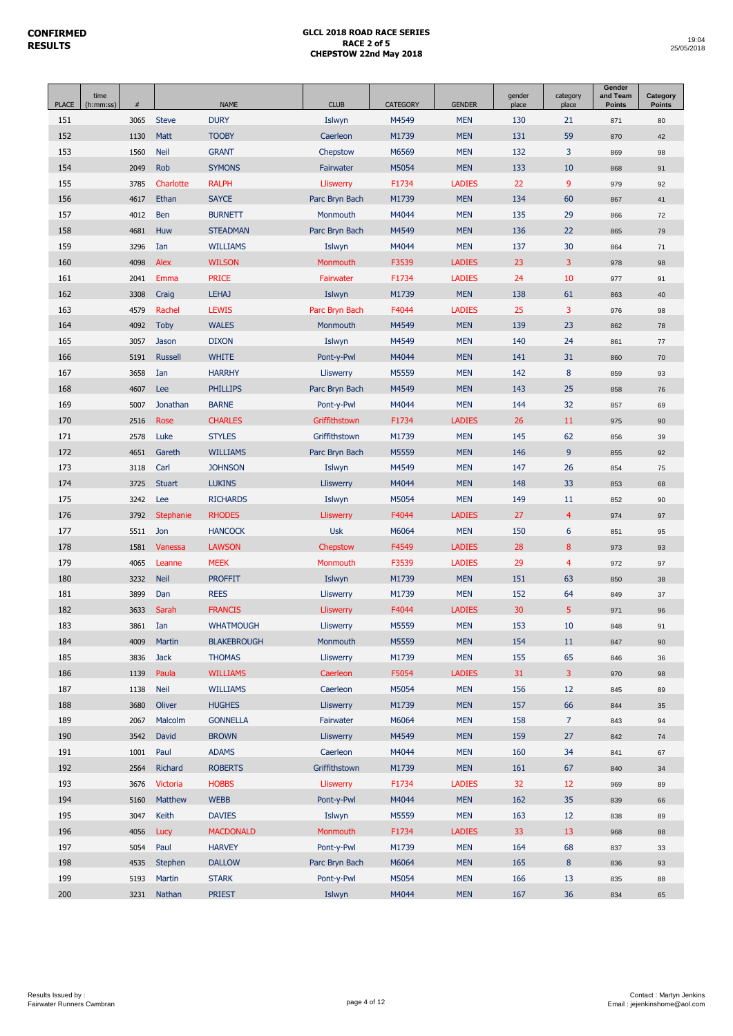**CONFIRMED RESULTS**

**GLCL 2018 ROAD RACE SERIES**
**RACE 2 of 5**
**CHEPSTOW 22nd May 2018**

19:04
25/05/2018

| PLACE | time (h:mm:ss) | # | NAME | | CLUB | CATEGORY | GENDER | gender place | category place | Gender and Team Points | Category Points |
|---|---|---|---|---|---|---|---|---|---|---|---|
| 151 | | 3065 | Steve | DURY | Islwyn | M4549 | MEN | 130 | 21 | 871 | 80 |
| 152 | | 1130 | Matt | TOOBY | Caerleon | M1739 | MEN | 131 | 59 | 870 | 42 |
| 153 | | 1560 | Neil | GRANT | Chepstow | M6569 | MEN | 132 | 3 | 869 | 98 |
| 154 | | 2049 | Rob | SYMONS | Fairwater | M5054 | MEN | 133 | 10 | 868 | 91 |
| 155 | | 3785 | Charlotte | RALPH | Lliswerry | F1734 | LADIES | 22 | 9 | 979 | 92 |
| 156 | | 4617 | Ethan | SAYCE | Parc Bryn Bach | M1739 | MEN | 134 | 60 | 867 | 41 |
| 157 | | 4012 | Ben | BURNETT | Monmouth | M4044 | MEN | 135 | 29 | 866 | 72 |
| 158 | | 4681 | Huw | STEADMAN | Parc Bryn Bach | M4549 | MEN | 136 | 22 | 865 | 79 |
| 159 | | 3296 | Ian | WILLIAMS | Islwyn | M4044 | MEN | 137 | 30 | 864 | 71 |
| 160 | | 4098 | Alex | WILSON | Monmouth | F3539 | LADIES | 23 | 3 | 978 | 98 |
| 161 | | 2041 | Emma | PRICE | Fairwater | F1734 | LADIES | 24 | 10 | 977 | 91 |
| 162 | | 3308 | Craig | LEHAJ | Islwyn | M1739 | MEN | 138 | 61 | 863 | 40 |
| 163 | | 4579 | Rachel | LEWIS | Parc Bryn Bach | F4044 | LADIES | 25 | 3 | 976 | 98 |
| 164 | | 4092 | Toby | WALES | Monmouth | M4549 | MEN | 139 | 23 | 862 | 78 |
| 165 | | 3057 | Jason | DIXON | Islwyn | M4549 | MEN | 140 | 24 | 861 | 77 |
| 166 | | 5191 | Russell | WHITE | Pont-y-Pwl | M4044 | MEN | 141 | 31 | 860 | 70 |
| 167 | | 3658 | Ian | HARRHY | Lliswerry | M5559 | MEN | 142 | 8 | 859 | 93 |
| 168 | | 4607 | Lee | PHILLIPS | Parc Bryn Bach | M4549 | MEN | 143 | 25 | 858 | 76 |
| 169 | | 5007 | Jonathan | BARNE | Pont-y-Pwl | M4044 | MEN | 144 | 32 | 857 | 69 |
| 170 | | 2516 | Rose | CHARLES | Griffithstown | F1734 | LADIES | 26 | 11 | 975 | 90 |
| 171 | | 2578 | Luke | STYLES | Griffithstown | M1739 | MEN | 145 | 62 | 856 | 39 |
| 172 | | 4651 | Gareth | WILLIAMS | Parc Bryn Bach | M5559 | MEN | 146 | 9 | 855 | 92 |
| 173 | | 3118 | Carl | JOHNSON | Islwyn | M4549 | MEN | 147 | 26 | 854 | 75 |
| 174 | | 3725 | Stuart | LUKINS | Lliswerry | M4044 | MEN | 148 | 33 | 853 | 68 |
| 175 | | 3242 | Lee | RICHARDS | Islwyn | M5054 | MEN | 149 | 11 | 852 | 90 |
| 176 | | 3792 | Stephanie | RHODES | Lliswerry | F4044 | LADIES | 27 | 4 | 974 | 97 |
| 177 | | 5511 | Jon | HANCOCK | Usk | M6064 | MEN | 150 | 6 | 851 | 95 |
| 178 | | 1581 | Vanessa | LAWSON | Chepstow | F4549 | LADIES | 28 | 8 | 973 | 93 |
| 179 | | 4065 | Leanne | MEEK | Monmouth | F3539 | LADIES | 29 | 4 | 972 | 97 |
| 180 | | 3232 | Neil | PROFFIT | Islwyn | M1739 | MEN | 151 | 63 | 850 | 38 |
| 181 | | 3899 | Dan | REES | Lliswerry | M1739 | MEN | 152 | 64 | 849 | 37 |
| 182 | | 3633 | Sarah | FRANCIS | Lliswerry | F4044 | LADIES | 30 | 5 | 971 | 96 |
| 183 | | 3861 | Ian | WHATMOUGH | Lliswerry | M5559 | MEN | 153 | 10 | 848 | 91 |
| 184 | | 4009 | Martin | BLAKEBROUGH | Monmouth | M5559 | MEN | 154 | 11 | 847 | 90 |
| 185 | | 3836 | Jack | THOMAS | Lliswerry | M1739 | MEN | 155 | 65 | 846 | 36 |
| 186 | | 1139 | Paula | WILLIAMS | Caerleon | F5054 | LADIES | 31 | 3 | 970 | 98 |
| 187 | | 1138 | Neil | WILLIAMS | Caerleon | M5054 | MEN | 156 | 12 | 845 | 89 |
| 188 | | 3680 | Oliver | HUGHES | Lliswerry | M1739 | MEN | 157 | 66 | 844 | 35 |
| 189 | | 2067 | Malcolm | GONNELLA | Fairwater | M6064 | MEN | 158 | 7 | 843 | 94 |
| 190 | | 3542 | David | BROWN | Lliswerry | M4549 | MEN | 159 | 27 | 842 | 74 |
| 191 | | 1001 | Paul | ADAMS | Caerleon | M4044 | MEN | 160 | 34 | 841 | 67 |
| 192 | | 2564 | Richard | ROBERTS | Griffithstown | M1739 | MEN | 161 | 67 | 840 | 34 |
| 193 | | 3676 | Victoria | HOBBS | Lliswerry | F1734 | LADIES | 32 | 12 | 969 | 89 |
| 194 | | 5160 | Matthew | WEBB | Pont-y-Pwl | M4044 | MEN | 162 | 35 | 839 | 66 |
| 195 | | 3047 | Keith | DAVIES | Islwyn | M5559 | MEN | 163 | 12 | 838 | 89 |
| 196 | | 4056 | Lucy | MACDONALD | Monmouth | F1734 | LADIES | 33 | 13 | 968 | 88 |
| 197 | | 5054 | Paul | HARVEY | Pont-y-Pwl | M1739 | MEN | 164 | 68 | 837 | 33 |
| 198 | | 4535 | Stephen | DALLOW | Parc Bryn Bach | M6064 | MEN | 165 | 8 | 836 | 93 |
| 199 | | 5193 | Martin | STARK | Pont-y-Pwl | M5054 | MEN | 166 | 13 | 835 | 88 |
| 200 | | 3231 | Nathan | PRIEST | Islwyn | M4044 | MEN | 167 | 36 | 834 | 65 |

Results Issued by :
Fairwater Runners Cwmbran

Contact : Martyn Jenkins
Email : jejenkinshome@aol.com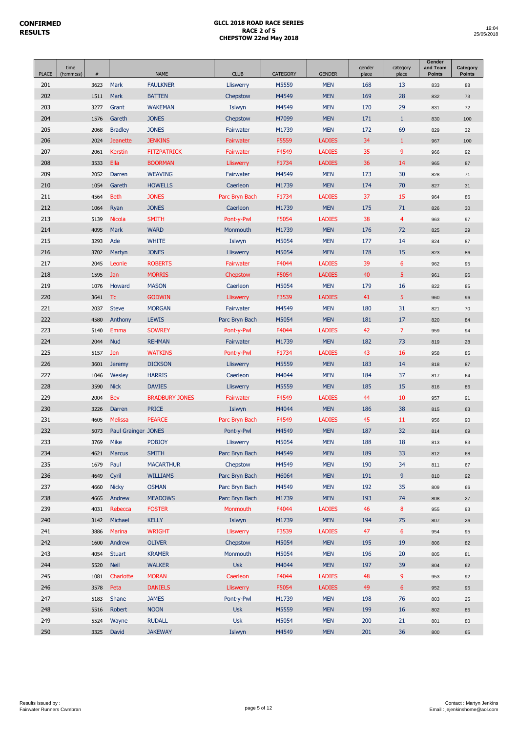**CONFIRMED RESULTS**

**GLCL 2018 ROAD RACE SERIES**
**RACE 2 of 5**
**CHEPSTOW 22nd May 2018**

19:04
25/05/2018

| PLACE | time (h:mm:ss) | # | | NAME | CLUB | CATEGORY | GENDER | gender place | category place | Gender and Team Points | Category Points |
|---|---|---|---|---|---|---|---|---|---|---|---|
| 201 | | 3623 | Mark | FAULKNER | Lliswerry | M5559 | MEN | 168 | 13 | 833 | 88 |
| 202 | | 1511 | Mark | BATTEN | Chepstow | M4549 | MEN | 169 | 28 | 832 | 73 |
| 203 | | 3277 | Grant | WAKEMAN | Islwyn | M4549 | MEN | 170 | 29 | 831 | 72 |
| 204 | | 1576 | Gareth | JONES | Chepstow | M7099 | MEN | 171 | 1 | 830 | 100 |
| 205 | | 2068 | Bradley | JONES | Fairwater | M1739 | MEN | 172 | 69 | 829 | 32 |
| 206 | | 2024 | Jeanette | JENKINS | Fairwater | F5559 | LADIES | 34 | 1 | 967 | 100 |
| 207 | | 2061 | Kerstin | FITZPATRICK | Fairwater | F4549 | LADIES | 35 | 9 | 966 | 92 |
| 208 | | 3533 | Ella | BOORMAN | Lliswerry | F1734 | LADIES | 36 | 14 | 965 | 87 |
| 209 | | 2052 | Darren | WEAVING | Fairwater | M4549 | MEN | 173 | 30 | 828 | 71 |
| 210 | | 1054 | Gareth | HOWELLS | Caerleon | M1739 | MEN | 174 | 70 | 827 | 31 |
| 211 | | 4564 | Beth | JONES | Parc Bryn Bach | F1734 | LADIES | 37 | 15 | 964 | 86 |
| 212 | | 1064 | Ryan | JONES | Caerleon | M1739 | MEN | 175 | 71 | 826 | 30 |
| 213 | | 5139 | Nicola | SMITH | Pont-y-Pwl | F5054 | LADIES | 38 | 4 | 963 | 97 |
| 214 | | 4095 | Mark | WARD | Monmouth | M1739 | MEN | 176 | 72 | 825 | 29 |
| 215 | | 3293 | Ade | WHITE | Islwyn | M5054 | MEN | 177 | 14 | 824 | 87 |
| 216 | | 3702 | Martyn | JONES | Lliswerry | M5054 | MEN | 178 | 15 | 823 | 86 |
| 217 | | 2045 | Leonie | ROBERTS | Fairwater | F4044 | LADIES | 39 | 6 | 962 | 95 |
| 218 | | 1595 | Jan | MORRIS | Chepstow | F5054 | LADIES | 40 | 5 | 961 | 96 |
| 219 | | 1076 | Howard | MASON | Caerleon | M5054 | MEN | 179 | 16 | 822 | 85 |
| 220 | | 3641 | Tc | GODWIN | Lliswerry | F3539 | LADIES | 41 | 5 | 960 | 96 |
| 221 | | 2037 | Steve | MORGAN | Fairwater | M4549 | MEN | 180 | 31 | 821 | 70 |
| 222 | | 4580 | Anthony | LEWIS | Parc Bryn Bach | M5054 | MEN | 181 | 17 | 820 | 84 |
| 223 | | 5140 | Emma | SOWREY | Pont-y-Pwl | F4044 | LADIES | 42 | 7 | 959 | 94 |
| 224 | | 2044 | Nud | REHMAN | Fairwater | M1739 | MEN | 182 | 73 | 819 | 28 |
| 225 | | 5157 | Jen | WATKINS | Pont-y-Pwl | F1734 | LADIES | 43 | 16 | 958 | 85 |
| 226 | | 3601 | Jeremy | DICKSON | Lliswerry | M5559 | MEN | 183 | 14 | 818 | 87 |
| 227 | | 1046 | Wesley | HARRIS | Caerleon | M4044 | MEN | 184 | 37 | 817 | 64 |
| 228 | | 3590 | Nick | DAVIES | Lliswerry | M5559 | MEN | 185 | 15 | 816 | 86 |
| 229 | | 2004 | Bev | BRADBURY JONES | Fairwater | F4549 | LADIES | 44 | 10 | 957 | 91 |
| 230 | | 3226 | Darren | PRICE | Islwyn | M4044 | MEN | 186 | 38 | 815 | 63 |
| 231 | | 4605 | Melissa | PEARCE | Parc Bryn Bach | F4549 | LADIES | 45 | 11 | 956 | 90 |
| 232 | | 5073 | Paul Grainger | JONES | Pont-y-Pwl | M4549 | MEN | 187 | 32 | 814 | 69 |
| 233 | | 3769 | Mike | POBJOY | Lliswerry | M5054 | MEN | 188 | 18 | 813 | 83 |
| 234 | | 4621 | Marcus | SMITH | Parc Bryn Bach | M4549 | MEN | 189 | 33 | 812 | 68 |
| 235 | | 1679 | Paul | MACARTHUR | Chepstow | M4549 | MEN | 190 | 34 | 811 | 67 |
| 236 | | 4649 | Cyril | WILLIAMS | Parc Bryn Bach | M6064 | MEN | 191 | 9 | 810 | 92 |
| 237 | | 4660 | Nicky | OSMAN | Parc Bryn Bach | M4549 | MEN | 192 | 35 | 809 | 66 |
| 238 | | 4665 | Andrew | MEADOWS | Parc Bryn Bach | M1739 | MEN | 193 | 74 | 808 | 27 |
| 239 | | 4031 | Rebecca | FOSTER | Monmouth | F4044 | LADIES | 46 | 8 | 955 | 93 |
| 240 | | 3142 | Michael | KELLY | Islwyn | M1739 | MEN | 194 | 75 | 807 | 26 |
| 241 | | 3886 | Marina | WRIGHT | Lliswerry | F3539 | LADIES | 47 | 6 | 954 | 95 |
| 242 | | 1600 | Andrew | OLIVER | Chepstow | M5054 | MEN | 195 | 19 | 806 | 82 |
| 243 | | 4054 | Stuart | KRAMER | Monmouth | M5054 | MEN | 196 | 20 | 805 | 81 |
| 244 | | 5520 | Neil | WALKER | Usk | M4044 | MEN | 197 | 39 | 804 | 62 |
| 245 | | 1081 | Charlotte | MORAN | Caerleon | F4044 | LADIES | 48 | 9 | 953 | 92 |
| 246 | | 3578 | Peta | DANIELS | Lliswerry | F5054 | LADIES | 49 | 6 | 952 | 95 |
| 247 | | 5183 | Shane | JAMES | Pont-y-Pwl | M1739 | MEN | 198 | 76 | 803 | 25 |
| 248 | | 5516 | Robert | NOON | Usk | M5559 | MEN | 199 | 16 | 802 | 85 |
| 249 | | 5524 | Wayne | RUDALL | Usk | M5054 | MEN | 200 | 21 | 801 | 80 |
| 250 | | 3325 | David | JAKEWAY | Islwyn | M4549 | MEN | 201 | 36 | 800 | 65 |

Results Issued by :
Fairwater Runners Cwmbran

Contact : Martyn Jenkins
Email : jejenkinshome@aol.com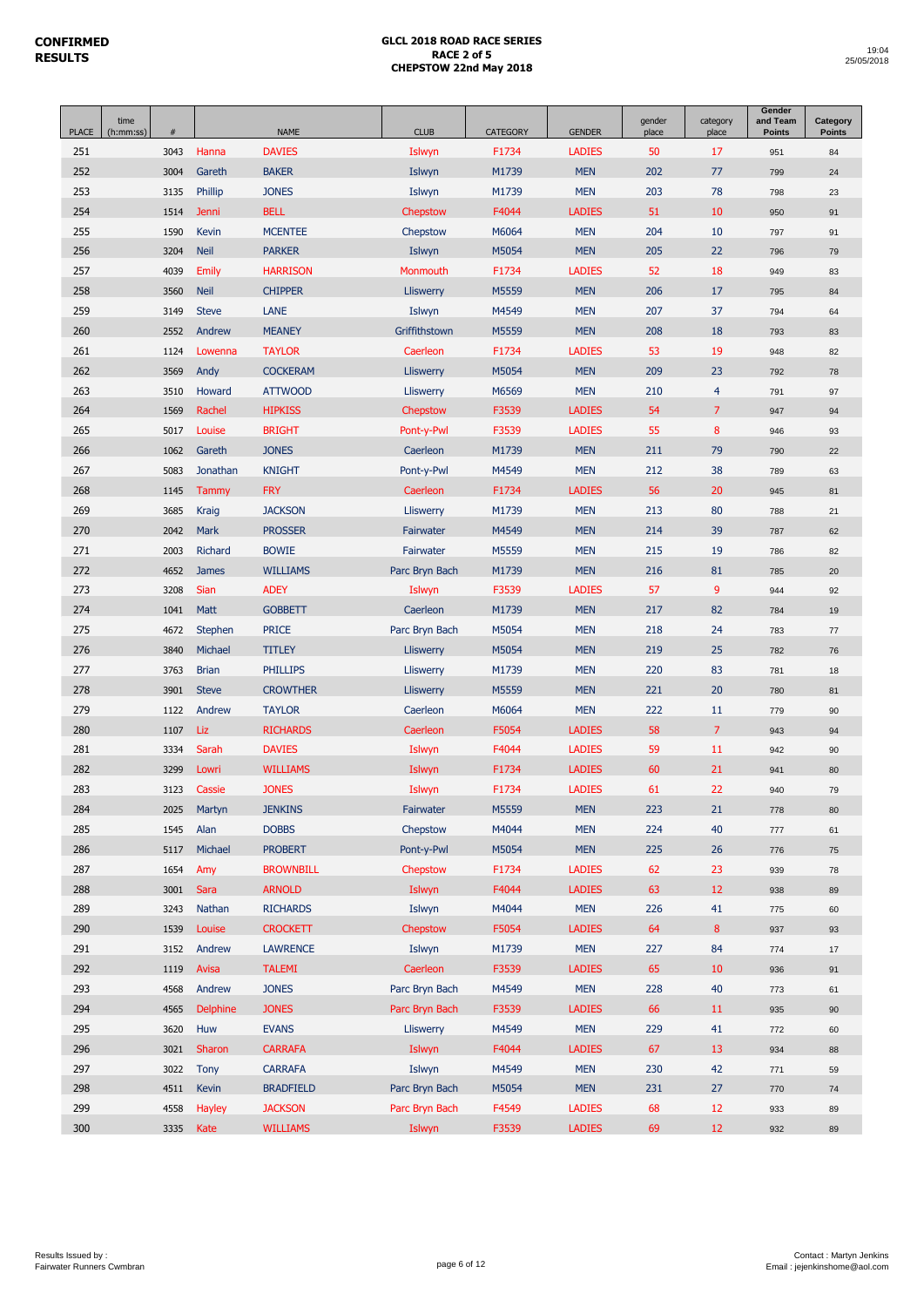**CONFIRMED RESULTS**

**GLCL 2018 ROAD RACE SERIES**
**RACE 2 of 5**
**CHEPSTOW 22nd May 2018**

19:04
25/05/2018

| PLACE | time (h:mm:ss) | # | | NAME | CLUB | CATEGORY | GENDER | gender place | category place | Gender and Team Points | Category Points |
|---|---|---|---|---|---|---|---|---|---|---|---|
| 251 | | 3043 | Hanna | DAVIES | Islwyn | F1734 | LADIES | 50 | 17 | 951 | 84 |
| 252 | | 3004 | Gareth | BAKER | Islwyn | M1739 | MEN | 202 | 77 | 799 | 24 |
| 253 | | 3135 | Phillip | JONES | Islwyn | M1739 | MEN | 203 | 78 | 798 | 23 |
| 254 | | 1514 | Jenni | BELL | Chepstow | F4044 | LADIES | 51 | 10 | 950 | 91 |
| 255 | | 1590 | Kevin | MCENTEE | Chepstow | M6064 | MEN | 204 | 10 | 797 | 91 |
| 256 | | 3204 | Neil | PARKER | Islwyn | M5054 | MEN | 205 | 22 | 796 | 79 |
| 257 | | 4039 | Emily | HARRISON | Monmouth | F1734 | LADIES | 52 | 18 | 949 | 83 |
| 258 | | 3560 | Neil | CHIPPER | Lliswerry | M5559 | MEN | 206 | 17 | 795 | 84 |
| 259 | | 3149 | Steve | LANE | Islwyn | M4549 | MEN | 207 | 37 | 794 | 64 |
| 260 | | 2552 | Andrew | MEANEY | Griffithstown | M5559 | MEN | 208 | 18 | 793 | 83 |
| 261 | | 1124 | Lowenna | TAYLOR | Caerleon | F1734 | LADIES | 53 | 19 | 948 | 82 |
| 262 | | 3569 | Andy | COCKERAM | Lliswerry | M5054 | MEN | 209 | 23 | 792 | 78 |
| 263 | | 3510 | Howard | ATTWOOD | Lliswerry | M6569 | MEN | 210 | 4 | 791 | 97 |
| 264 | | 1569 | Rachel | HIPKISS | Chepstow | F3539 | LADIES | 54 | 7 | 947 | 94 |
| 265 | | 5017 | Louise | BRIGHT | Pont-y-Pwl | F3539 | LADIES | 55 | 8 | 946 | 93 |
| 266 | | 1062 | Gareth | JONES | Caerleon | M1739 | MEN | 211 | 79 | 790 | 22 |
| 267 | | 5083 | Jonathan | KNIGHT | Pont-y-Pwl | M4549 | MEN | 212 | 38 | 789 | 63 |
| 268 | | 1145 | Tammy | FRY | Caerleon | F1734 | LADIES | 56 | 20 | 945 | 81 |
| 269 | | 3685 | Kraig | JACKSON | Lliswerry | M1739 | MEN | 213 | 80 | 788 | 21 |
| 270 | | 2042 | Mark | PROSSER | Fairwater | M4549 | MEN | 214 | 39 | 787 | 62 |
| 271 | | 2003 | Richard | BOWIE | Fairwater | M5559 | MEN | 215 | 19 | 786 | 82 |
| 272 | | 4652 | James | WILLIAMS | Parc Bryn Bach | M1739 | MEN | 216 | 81 | 785 | 20 |
| 273 | | 3208 | Sian | ADEY | Islwyn | F3539 | LADIES | 57 | 9 | 944 | 92 |
| 274 | | 1041 | Matt | GOBBETT | Caerleon | M1739 | MEN | 217 | 82 | 784 | 19 |
| 275 | | 4672 | Stephen | PRICE | Parc Bryn Bach | M5054 | MEN | 218 | 24 | 783 | 77 |
| 276 | | 3840 | Michael | TITLEY | Lliswerry | M5054 | MEN | 219 | 25 | 782 | 76 |
| 277 | | 3763 | Brian | PHILLIPS | Lliswerry | M1739 | MEN | 220 | 83 | 781 | 18 |
| 278 | | 3901 | Steve | CROWTHER | Lliswerry | M5559 | MEN | 221 | 20 | 780 | 81 |
| 279 | | 1122 | Andrew | TAYLOR | Caerleon | M6064 | MEN | 222 | 11 | 779 | 90 |
| 280 | | 1107 | Liz | RICHARDS | Caerleon | F5054 | LADIES | 58 | 7 | 943 | 94 |
| 281 | | 3334 | Sarah | DAVIES | Islwyn | F4044 | LADIES | 59 | 11 | 942 | 90 |
| 282 | | 3299 | Lowri | WILLIAMS | Islwyn | F1734 | LADIES | 60 | 21 | 941 | 80 |
| 283 | | 3123 | Cassie | JONES | Islwyn | F1734 | LADIES | 61 | 22 | 940 | 79 |
| 284 | | 2025 | Martyn | JENKINS | Fairwater | M5559 | MEN | 223 | 21 | 778 | 80 |
| 285 | | 1545 | Alan | DOBBS | Chepstow | M4044 | MEN | 224 | 40 | 777 | 61 |
| 286 | | 5117 | Michael | PROBERT | Pont-y-Pwl | M5054 | MEN | 225 | 26 | 776 | 75 |
| 287 | | 1654 | Amy | BROWNBILL | Chepstow | F1734 | LADIES | 62 | 23 | 939 | 78 |
| 288 | | 3001 | Sara | ARNOLD | Islwyn | F4044 | LADIES | 63 | 12 | 938 | 89 |
| 289 | | 3243 | Nathan | RICHARDS | Islwyn | M4044 | MEN | 226 | 41 | 775 | 60 |
| 290 | | 1539 | Louise | CROCKETT | Chepstow | F5054 | LADIES | 64 | 8 | 937 | 93 |
| 291 | | 3152 | Andrew | LAWRENCE | Islwyn | M1739 | MEN | 227 | 84 | 774 | 17 |
| 292 | | 1119 | Avisa | TALEMI | Caerleon | F3539 | LADIES | 65 | 10 | 936 | 91 |
| 293 | | 4568 | Andrew | JONES | Parc Bryn Bach | M4549 | MEN | 228 | 40 | 773 | 61 |
| 294 | | 4565 | Delphine | JONES | Parc Bryn Bach | F3539 | LADIES | 66 | 11 | 935 | 90 |
| 295 | | 3620 | Huw | EVANS | Lliswerry | M4549 | MEN | 229 | 41 | 772 | 60 |
| 296 | | 3021 | Sharon | CARRAFA | Islwyn | F4044 | LADIES | 67 | 13 | 934 | 88 |
| 297 | | 3022 | Tony | CARRAFA | Islwyn | M4549 | MEN | 230 | 42 | 771 | 59 |
| 298 | | 4511 | Kevin | BRADFIELD | Parc Bryn Bach | M5054 | MEN | 231 | 27 | 770 | 74 |
| 299 | | 4558 | Hayley | JACKSON | Parc Bryn Bach | F4549 | LADIES | 68 | 12 | 933 | 89 |
| 300 | | 3335 | Kate | WILLIAMS | Islwyn | F3539 | LADIES | 69 | 12 | 932 | 89 |

Results Issued by :
Fairwater Runners Cwmbran

Contact : Martyn Jenkins
Email : jejenkinshome@aol.com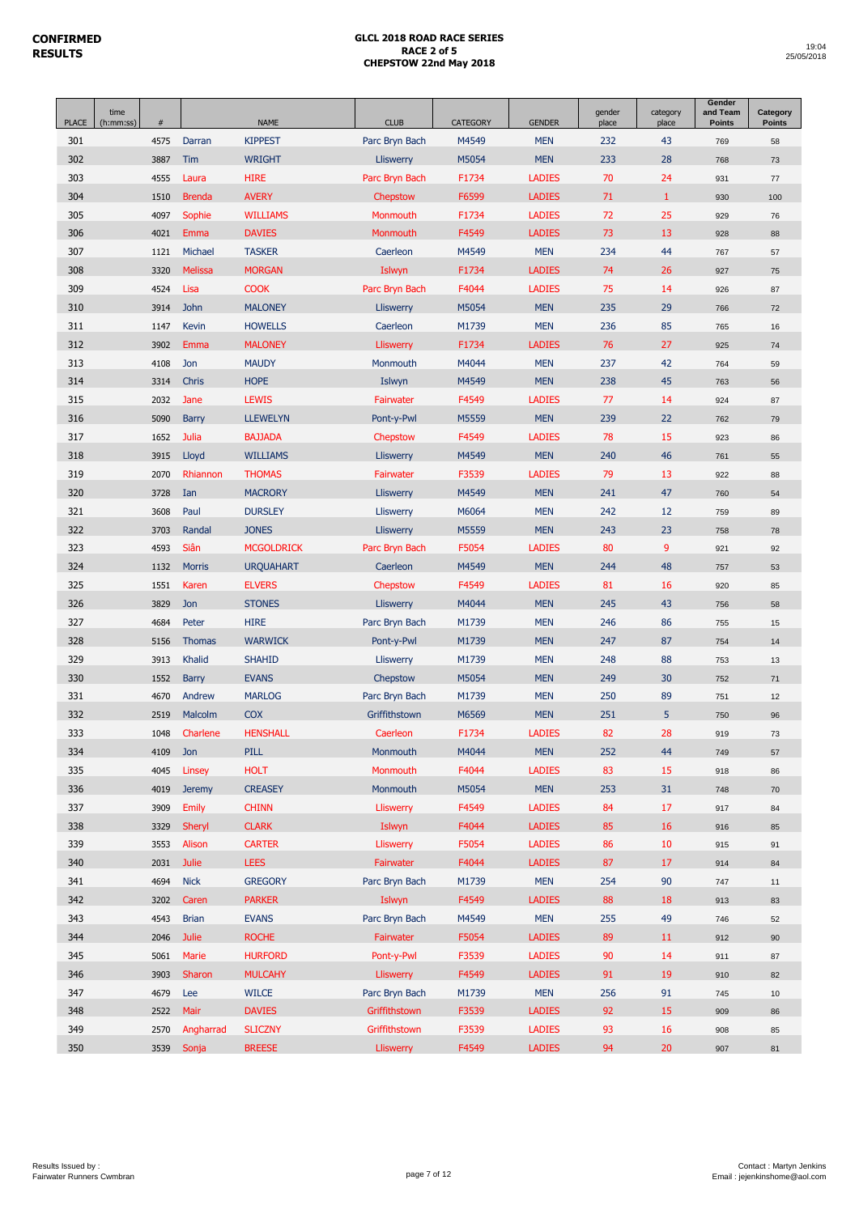**CONFIRMED RESULTS**

**GLCL 2018 ROAD RACE SERIES**
**RACE 2 of 5**
**CHEPSTOW 22nd May 2018**

19:04
25/05/2018

| PLACE | time (h:mm:ss) | # | | NAME | CLUB | CATEGORY | GENDER | gender place | category place | Gender and Team Points | Category Points |
|---|---|---|---|---|---|---|---|---|---|---|---|
| 301 | | 4575 | Darran | KIPPEST | Parc Bryn Bach | M4549 | MEN | 232 | 43 | 769 | 58 |
| 302 | | 3887 | Tim | WRIGHT | Lliswerry | M5054 | MEN | 233 | 28 | 768 | 73 |
| 303 | | 4555 | Laura | HIRE | Parc Bryn Bach | F1734 | LADIES | 70 | 24 | 931 | 77 |
| 304 | | 1510 | Brenda | AVERY | Chepstow | F6599 | LADIES | 71 | 1 | 930 | 100 |
| 305 | | 4097 | Sophie | WILLIAMS | Monmouth | F1734 | LADIES | 72 | 25 | 929 | 76 |
| 306 | | 4021 | Emma | DAVIES | Monmouth | F4549 | LADIES | 73 | 13 | 928 | 88 |
| 307 | | 1121 | Michael | TASKER | Caerleon | M4549 | MEN | 234 | 44 | 767 | 57 |
| 308 | | 3320 | Melissa | MORGAN | Islwyn | F1734 | LADIES | 74 | 26 | 927 | 75 |
| 309 | | 4524 | Lisa | COOK | Parc Bryn Bach | F4044 | LADIES | 75 | 14 | 926 | 87 |
| 310 | | 3914 | John | MALONEY | Lliswerry | M5054 | MEN | 235 | 29 | 766 | 72 |
| 311 | | 1147 | Kevin | HOWELLS | Caerleon | M1739 | MEN | 236 | 85 | 765 | 16 |
| 312 | | 3902 | Emma | MALONEY | Lliswerry | F1734 | LADIES | 76 | 27 | 925 | 74 |
| 313 | | 4108 | Jon | MAUDY | Monmouth | M4044 | MEN | 237 | 42 | 764 | 59 |
| 314 | | 3314 | Chris | HOPE | Islwyn | M4549 | MEN | 238 | 45 | 763 | 56 |
| 315 | | 2032 | Jane | LEWIS | Fairwater | F4549 | LADIES | 77 | 14 | 924 | 87 |
| 316 | | 5090 | Barry | LLEWELYN | Pont-y-Pwl | M5559 | MEN | 239 | 22 | 762 | 79 |
| 317 | | 1652 | Julia | BAJJADA | Chepstow | F4549 | LADIES | 78 | 15 | 923 | 86 |
| 318 | | 3915 | Lloyd | WILLIAMS | Lliswerry | M4549 | MEN | 240 | 46 | 761 | 55 |
| 319 | | 2070 | Rhiannon | THOMAS | Fairwater | F3539 | LADIES | 79 | 13 | 922 | 88 |
| 320 | | 3728 | Ian | MACRORY | Lliswerry | M4549 | MEN | 241 | 47 | 760 | 54 |
| 321 | | 3608 | Paul | DURSLEY | Lliswerry | M6064 | MEN | 242 | 12 | 759 | 89 |
| 322 | | 3703 | Randal | JONES | Lliswerry | M5559 | MEN | 243 | 23 | 758 | 78 |
| 323 | | 4593 | Siân | MCGOLDRICK | Parc Bryn Bach | F5054 | LADIES | 80 | 9 | 921 | 92 |
| 324 | | 1132 | Morris | URQUAHART | Caerleon | M4549 | MEN | 244 | 48 | 757 | 53 |
| 325 | | 1551 | Karen | ELVERS | Chepstow | F4549 | LADIES | 81 | 16 | 920 | 85 |
| 326 | | 3829 | Jon | STONES | Lliswerry | M4044 | MEN | 245 | 43 | 756 | 58 |
| 327 | | 4684 | Peter | HIRE | Parc Bryn Bach | M1739 | MEN | 246 | 86 | 755 | 15 |
| 328 | | 5156 | Thomas | WARWICK | Pont-y-Pwl | M1739 | MEN | 247 | 87 | 754 | 14 |
| 329 | | 3913 | Khalid | SHAHID | Lliswerry | M1739 | MEN | 248 | 88 | 753 | 13 |
| 330 | | 1552 | Barry | EVANS | Chepstow | M5054 | MEN | 249 | 30 | 752 | 71 |
| 331 | | 4670 | Andrew | MARLOG | Parc Bryn Bach | M1739 | MEN | 250 | 89 | 751 | 12 |
| 332 | | 2519 | Malcolm | COX | Griffithstown | M6569 | MEN | 251 | 5 | 750 | 96 |
| 333 | | 1048 | Charlene | HENSHALL | Caerleon | F1734 | LADIES | 82 | 28 | 919 | 73 |
| 334 | | 4109 | Jon | PILL | Monmouth | M4044 | MEN | 252 | 44 | 749 | 57 |
| 335 | | 4045 | Linsey | HOLT | Monmouth | F4044 | LADIES | 83 | 15 | 918 | 86 |
| 336 | | 4019 | Jeremy | CREASEY | Monmouth | M5054 | MEN | 253 | 31 | 748 | 70 |
| 337 | | 3909 | Emily | CHINN | Lliswerry | F4549 | LADIES | 84 | 17 | 917 | 84 |
| 338 | | 3329 | Sheryl | CLARK | Islwyn | F4044 | LADIES | 85 | 16 | 916 | 85 |
| 339 | | 3553 | Alison | CARTER | Lliswerry | F5054 | LADIES | 86 | 10 | 915 | 91 |
| 340 | | 2031 | Julie | LEES | Fairwater | F4044 | LADIES | 87 | 17 | 914 | 84 |
| 341 | | 4694 | Nick | GREGORY | Parc Bryn Bach | M1739 | MEN | 254 | 90 | 747 | 11 |
| 342 | | 3202 | Caren | PARKER | Islwyn | F4549 | LADIES | 88 | 18 | 913 | 83 |
| 343 | | 4543 | Brian | EVANS | Parc Bryn Bach | M4549 | MEN | 255 | 49 | 746 | 52 |
| 344 | | 2046 | Julie | ROCHE | Fairwater | F5054 | LADIES | 89 | 11 | 912 | 90 |
| 345 | | 5061 | Marie | HURFORD | Pont-y-Pwl | F3539 | LADIES | 90 | 14 | 911 | 87 |
| 346 | | 3903 | Sharon | MULCAHY | Lliswerry | F4549 | LADIES | 91 | 19 | 910 | 82 |
| 347 | | 4679 | Lee | WILCE | Parc Bryn Bach | M1739 | MEN | 256 | 91 | 745 | 10 |
| 348 | | 2522 | Mair | DAVIES | Griffithstown | F3539 | LADIES | 92 | 15 | 909 | 86 |
| 349 | | 2570 | Angharrad | SLICZNY | Griffithstown | F3539 | LADIES | 93 | 16 | 908 | 85 |
| 350 | | 3539 | Sonja | BREESE | Lliswerry | F4549 | LADIES | 94 | 20 | 907 | 81 |

Results Issued by :
Fairwater Runners Cwmbran

Contact : Martyn Jenkins
Email : jejenkinshome@aol.com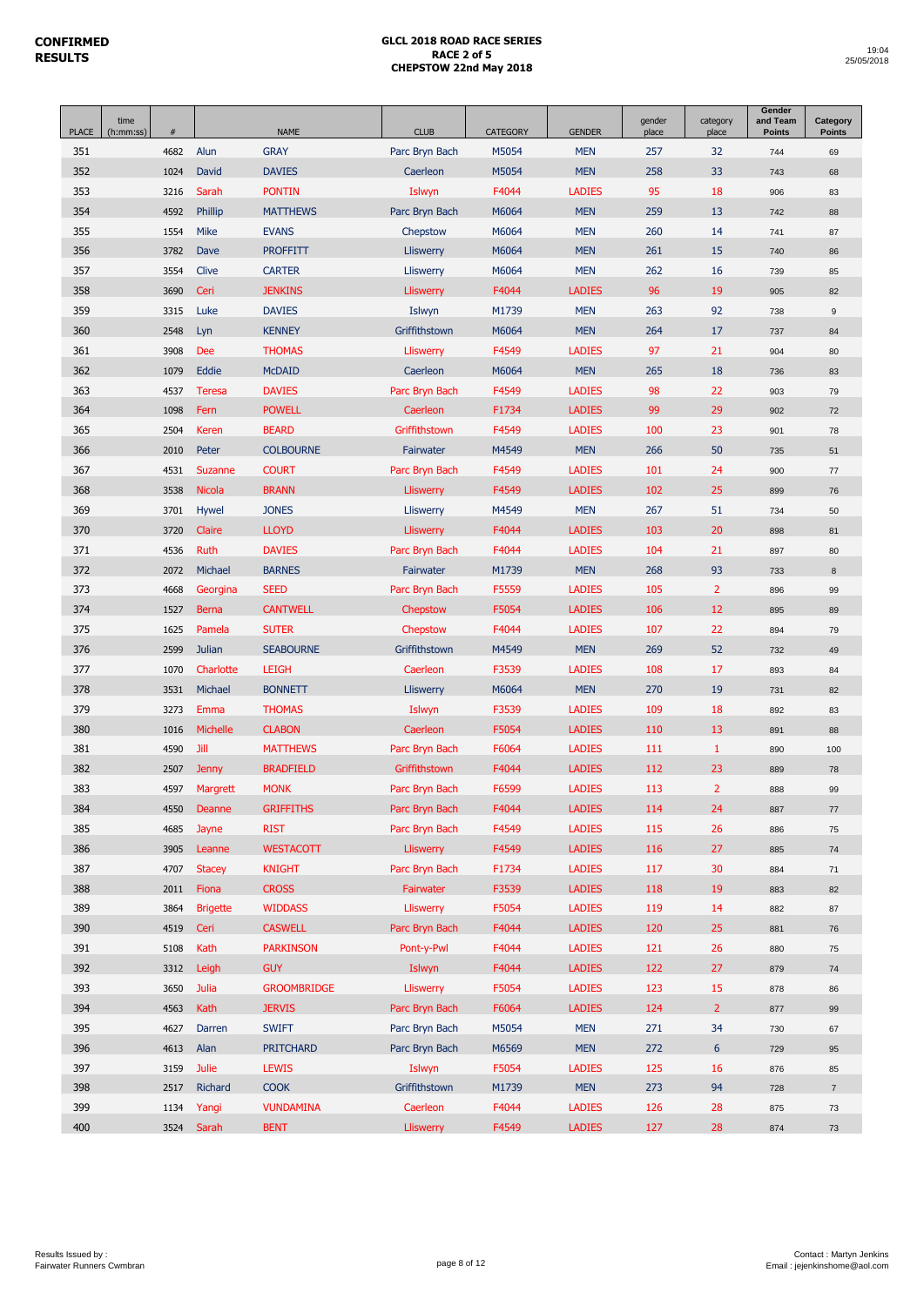**CONFIRMED RESULTS**

**GLCL 2018 ROAD RACE SERIES**
**RACE 2 of 5**
**CHEPSTOW 22nd May 2018**

19:04
25/05/2018

| PLACE | time (h:mm:ss) | # | NAME | | CLUB | CATEGORY | GENDER | gender place | category place | Gender and Team Points | Category Points |
|---|---|---|---|---|---|---|---|---|---|---|---|
| 351 | | 4682 | Alun | GRAY | Parc Bryn Bach | M5054 | MEN | 257 | 32 | 744 | 69 |
| 352 | | 1024 | David | DAVIES | Caerleon | M5054 | MEN | 258 | 33 | 743 | 68 |
| 353 | | 3216 | Sarah | PONTIN | Islwyn | F4044 | LADIES | 95 | 18 | 906 | 83 |
| 354 | | 4592 | Phillip | MATTHEWS | Parc Bryn Bach | M6064 | MEN | 259 | 13 | 742 | 88 |
| 355 | | 1554 | Mike | EVANS | Chepstow | M6064 | MEN | 260 | 14 | 741 | 87 |
| 356 | | 3782 | Dave | PROFFITT | Lliswerry | M6064 | MEN | 261 | 15 | 740 | 86 |
| 357 | | 3554 | Clive | CARTER | Lliswerry | M6064 | MEN | 262 | 16 | 739 | 85 |
| 358 | | 3690 | Ceri | JENKINS | Lliswerry | F4044 | LADIES | 96 | 19 | 905 | 82 |
| 359 | | 3315 | Luke | DAVIES | Islwyn | M1739 | MEN | 263 | 92 | 738 | 9 |
| 360 | | 2548 | Lyn | KENNEY | Griffithstown | M6064 | MEN | 264 | 17 | 737 | 84 |
| 361 | | 3908 | Dee | THOMAS | Lliswerry | F4549 | LADIES | 97 | 21 | 904 | 80 |
| 362 | | 1079 | Eddie | McDAID | Caerleon | M6064 | MEN | 265 | 18 | 736 | 83 |
| 363 | | 4537 | Teresa | DAVIES | Parc Bryn Bach | F4549 | LADIES | 98 | 22 | 903 | 79 |
| 364 | | 1098 | Fern | POWELL | Caerleon | F1734 | LADIES | 99 | 29 | 902 | 72 |
| 365 | | 2504 | Keren | BEARD | Griffithstown | F4549 | LADIES | 100 | 23 | 901 | 78 |
| 366 | | 2010 | Peter | COLBOURNE | Fairwater | M4549 | MEN | 266 | 50 | 735 | 51 |
| 367 | | 4531 | Suzanne | COURT | Parc Bryn Bach | F4549 | LADIES | 101 | 24 | 900 | 77 |
| 368 | | 3538 | Nicola | BRANN | Lliswerry | F4549 | LADIES | 102 | 25 | 899 | 76 |
| 369 | | 3701 | Hywel | JONES | Lliswerry | M4549 | MEN | 267 | 51 | 734 | 50 |
| 370 | | 3720 | Claire | LLOYD | Lliswerry | F4044 | LADIES | 103 | 20 | 898 | 81 |
| 371 | | 4536 | Ruth | DAVIES | Parc Bryn Bach | F4044 | LADIES | 104 | 21 | 897 | 80 |
| 372 | | 2072 | Michael | BARNES | Fairwater | M1739 | MEN | 268 | 93 | 733 | 8 |
| 373 | | 4668 | Georgina | SEED | Parc Bryn Bach | F5559 | LADIES | 105 | 2 | 896 | 99 |
| 374 | | 1527 | Berna | CANTWELL | Chepstow | F5054 | LADIES | 106 | 12 | 895 | 89 |
| 375 | | 1625 | Pamela | SUTER | Chepstow | F4044 | LADIES | 107 | 22 | 894 | 79 |
| 376 | | 2599 | Julian | SEABOURNE | Griffithstown | M4549 | MEN | 269 | 52 | 732 | 49 |
| 377 | | 1070 | Charlotte | LEIGH | Caerleon | F3539 | LADIES | 108 | 17 | 893 | 84 |
| 378 | | 3531 | Michael | BONNETT | Lliswerry | M6064 | MEN | 270 | 19 | 731 | 82 |
| 379 | | 3273 | Emma | THOMAS | Islwyn | F3539 | LADIES | 109 | 18 | 892 | 83 |
| 380 | | 1016 | Michelle | CLABON | Caerleon | F5054 | LADIES | 110 | 13 | 891 | 88 |
| 381 | | 4590 | Jill | MATTHEWS | Parc Bryn Bach | F6064 | LADIES | 111 | 1 | 890 | 100 |
| 382 | | 2507 | Jenny | BRADFIELD | Griffithstown | F4044 | LADIES | 112 | 23 | 889 | 78 |
| 383 | | 4597 | Margrett | MONK | Parc Bryn Bach | F6599 | LADIES | 113 | 2 | 888 | 99 |
| 384 | | 4550 | Deanne | GRIFFITHS | Parc Bryn Bach | F4044 | LADIES | 114 | 24 | 887 | 77 |
| 385 | | 4685 | Jayne | RIST | Parc Bryn Bach | F4549 | LADIES | 115 | 26 | 886 | 75 |
| 386 | | 3905 | Leanne | WESTACOTT | Lliswerry | F4549 | LADIES | 116 | 27 | 885 | 74 |
| 387 | | 4707 | Stacey | KNIGHT | Parc Bryn Bach | F1734 | LADIES | 117 | 30 | 884 | 71 |
| 388 | | 2011 | Fiona | CROSS | Fairwater | F3539 | LADIES | 118 | 19 | 883 | 82 |
| 389 | | 3864 | Brigette | WIDDASS | Lliswerry | F5054 | LADIES | 119 | 14 | 882 | 87 |
| 390 | | 4519 | Ceri | CASWELL | Parc Bryn Bach | F4044 | LADIES | 120 | 25 | 881 | 76 |
| 391 | | 5108 | Kath | PARKINSON | Pont-y-Pwl | F4044 | LADIES | 121 | 26 | 880 | 75 |
| 392 | | 3312 | Leigh | GUY | Islwyn | F4044 | LADIES | 122 | 27 | 879 | 74 |
| 393 | | 3650 | Julia | GROOMBRIDGE | Lliswerry | F5054 | LADIES | 123 | 15 | 878 | 86 |
| 394 | | 4563 | Kath | JERVIS | Parc Bryn Bach | F6064 | LADIES | 124 | 2 | 877 | 99 |
| 395 | | 4627 | Darren | SWIFT | Parc Bryn Bach | M5054 | MEN | 271 | 34 | 730 | 67 |
| 396 | | 4613 | Alan | PRITCHARD | Parc Bryn Bach | M6569 | MEN | 272 | 6 | 729 | 95 |
| 397 | | 3159 | Julie | LEWIS | Islwyn | F5054 | LADIES | 125 | 16 | 876 | 85 |
| 398 | | 2517 | Richard | COOK | Griffithstown | M1739 | MEN | 273 | 94 | 728 | 7 |
| 399 | | 1134 | Yangi | VUNDAMINA | Caerleon | F4044 | LADIES | 126 | 28 | 875 | 73 |
| 400 | | 3524 | Sarah | BENT | Lliswerry | F4549 | LADIES | 127 | 28 | 874 | 73 |

Results Issued by :
Fairwater Runners Cwmbran

Contact : Martyn Jenkins
Email : jejenkinshome@aol.com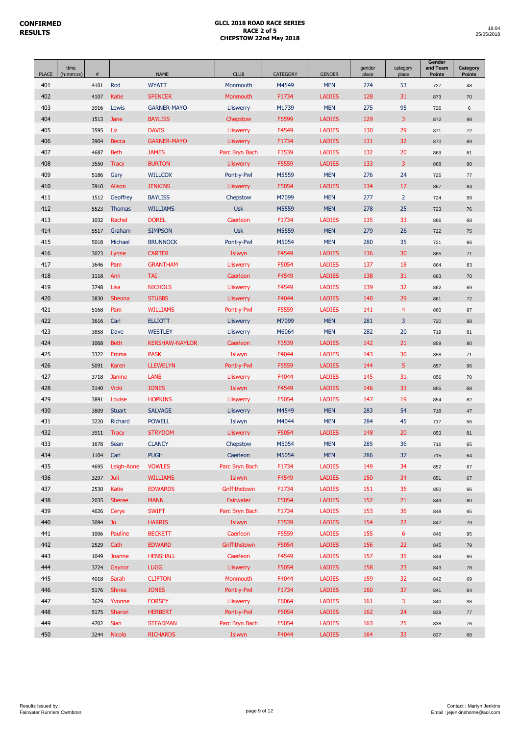**CONFIRMED RESULTS**

**GLCL 2018 ROAD RACE SERIES**
**RACE 2 of 5**
**CHEPSTOW 22nd May 2018**

19:04
25/05/2018

| PLACE | time (h:mm:ss) | # | | NAME | CLUB | CATEGORY | GENDER | gender place | category place | Gender and Team Points | Category Points |
|---|---|---|---|---|---|---|---|---|---|---|---|
| 401 | | 4101 | Rod | WYATT | Monmouth | M4549 | MEN | 274 | 53 | 727 | 48 |
| 402 | | 4107 | Katie | SPENCER | Monmouth | F1734 | LADIES | 128 | 31 | 873 | 70 |
| 403 | | 3916 | Lewis | GARNER-MAYO | Lliswerry | M1739 | MEN | 275 | 95 | 726 | 6 |
| 404 | | 1513 | Jane | BAYLISS | Chepstow | F6599 | LADIES | 129 | 3 | 872 | 98 |
| 405 | | 3595 | Liz | DAVIS | Lliswerry | F4549 | LADIES | 130 | 29 | 871 | 72 |
| 406 | | 3904 | Becca | GARNER-MAYO | Lliswerry | F1734 | LADIES | 131 | 32 | 870 | 69 |
| 407 | | 4687 | Beth | JAMES | Parc Bryn Bach | F3539 | LADIES | 132 | 20 | 869 | 81 |
| 408 | | 3550 | Tracy | BURTON | Lliswerry | F5559 | LADIES | 133 | 3 | 868 | 98 |
| 409 | | 5186 | Gary | WILLCOX | Pont-y-Pwl | M5559 | MEN | 276 | 24 | 725 | 77 |
| 410 | | 3910 | Alison | JENKINS | Lliswerry | F5054 | LADIES | 134 | 17 | 867 | 84 |
| 411 | | 1512 | Geoffrey | BAYLISS | Chepstow | M7099 | MEN | 277 | 2 | 724 | 99 |
| 412 | | 5523 | Thomas | WILLIAMS | Usk | M5559 | MEN | 278 | 25 | 723 | 76 |
| 413 | | 1032 | Rachel | DOREL | Caerleon | F1734 | LADIES | 135 | 33 | 866 | 68 |
| 414 | | 5517 | Graham | SIMPSON | Usk | M5559 | MEN | 279 | 26 | 722 | 75 |
| 415 | | 5018 | Michael | BRUNNOCK | Pont-y-Pwl | M5054 | MEN | 280 | 35 | 721 | 66 |
| 416 | | 3023 | Lynne | CARTER | Islwyn | F4549 | LADIES | 136 | 30 | 865 | 71 |
| 417 | | 3646 | Pam | GRANTHAM | Lliswerry | F5054 | LADIES | 137 | 18 | 864 | 83 |
| 418 | | 1118 | Ann | TAI | Caerleon | F4549 | LADIES | 138 | 31 | 863 | 70 |
| 419 | | 3748 | Lisa | NICHOLS | Lliswerry | F4549 | LADIES | 139 | 32 | 862 | 69 |
| 420 | | 3830 | Sheona | STUBBS | Lliswerry | F4044 | LADIES | 140 | 29 | 861 | 72 |
| 421 | | 5168 | Pam | WILLIAMS | Pont-y-Pwl | F5559 | LADIES | 141 | 4 | 860 | 97 |
| 422 | | 3616 | Carl | ELLIOTT | Lliswerry | M7099 | MEN | 281 | 3 | 720 | 98 |
| 423 | | 3858 | Dave | WESTLEY | Lliswerry | M6064 | MEN | 282 | 20 | 719 | 81 |
| 424 | | 1068 | Beth | KERSHAW-NAYLOR | Caerleon | F3539 | LADIES | 142 | 21 | 859 | 80 |
| 425 | | 3322 | Emma | PASK | Islwyn | F4044 | LADIES | 143 | 30 | 858 | 71 |
| 426 | | 5091 | Karen | LLEWELYN | Pont-y-Pwl | F5559 | LADIES | 144 | 5 | 857 | 96 |
| 427 | | 3718 | Janine | LANE | Lliswerry | F4044 | LADIES | 145 | 31 | 856 | 70 |
| 428 | | 3140 | Vicki | JONES | Islwyn | F4549 | LADIES | 146 | 33 | 855 | 68 |
| 429 | | 3891 | Louise | HOPKINS | Lliswerry | F5054 | LADIES | 147 | 19 | 854 | 82 |
| 430 | | 3809 | Stuart | SALVAGE | Lliswerry | M4549 | MEN | 283 | 54 | 718 | 47 |
| 431 | | 3220 | Richard | POWELL | Islwyn | M4044 | MEN | 284 | 45 | 717 | 56 |
| 432 | | 3911 | Tracy | STRYDOM | Lliswerry | F5054 | LADIES | 148 | 20 | 853 | 81 |
| 433 | | 1678 | Sean | CLANCY | Chepstow | M5054 | MEN | 285 | 36 | 716 | 65 |
| 434 | | 1104 | Carl | PUGH | Caerleon | M5054 | MEN | 286 | 37 | 715 | 64 |
| 435 | | 4695 | Leigh-Anne | VOWLES | Parc Bryn Bach | F1734 | LADIES | 149 | 34 | 852 | 67 |
| 436 | | 3297 | Juli | WILLIAMS | Islwyn | F4549 | LADIES | 150 | 34 | 851 | 67 |
| 437 | | 2530 | Katie | EDWARDS | Griffithstown | F1734 | LADIES | 151 | 35 | 850 | 66 |
| 438 | | 2035 | Sheree | MANN | Fairwater | F5054 | LADIES | 152 | 21 | 849 | 80 |
| 439 | | 4626 | Cerys | SWIFT | Parc Bryn Bach | F1734 | LADIES | 153 | 36 | 848 | 65 |
| 440 | | 3094 | Jo | HARRIS | Islwyn | F3539 | LADIES | 154 | 22 | 847 | 79 |
| 441 | | 1006 | Pauline | BECKETT | Caerleon | F5559 | LADIES | 155 | 6 | 846 | 95 |
| 442 | | 2529 | Cath | EDWARD | Griffithstown | F5054 | LADIES | 156 | 22 | 845 | 79 |
| 443 | | 1049 | Joanne | HENSHALL | Caerleon | F4549 | LADIES | 157 | 35 | 844 | 66 |
| 444 | | 3724 | Gaynor | LUGG | Lliswerry | F5054 | LADIES | 158 | 23 | 843 | 78 |
| 445 | | 4018 | Sarah | CLIFTON | Monmouth | F4044 | LADIES | 159 | 32 | 842 | 69 |
| 446 | | 5176 | Shiree | JONES | Pont-y-Pwl | F1734 | LADIES | 160 | 37 | 841 | 64 |
| 447 | | 3629 | Yvonne | FORSEY | Lliswerry | F6064 | LADIES | 161 | 3 | 840 | 98 |
| 448 | | 5175 | Sharon | HERBERT | Pont-y-Pwl | F5054 | LADIES | 162 | 24 | 839 | 77 |
| 449 | | 4702 | Sian | STEADMAN | Parc Bryn Bach | F5054 | LADIES | 163 | 25 | 838 | 76 |
| 450 | | 3244 | Nicola | RICHARDS | Islwyn | F4044 | LADIES | 164 | 33 | 837 | 68 |

Results Issued by :
Fairwater Runners Cwmbran

Contact : Martyn Jenkins
Email : jejenkinshome@aol.com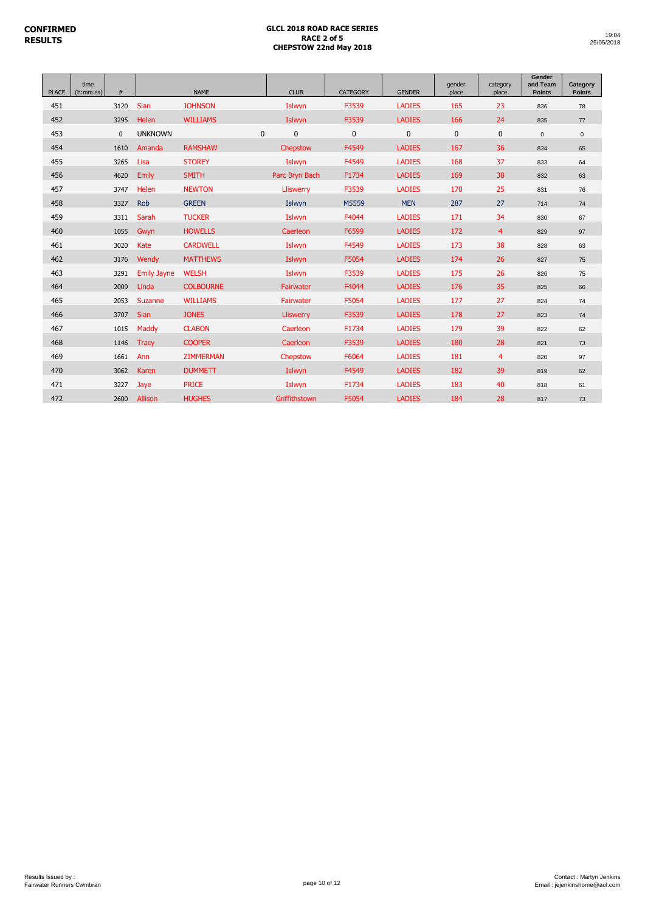**CONFIRMED RESULTS**

**GLCL 2018 ROAD RACE SERIES**
**RACE 2 of 5**
**CHEPSTOW 22nd May 2018**

19:04
25/05/2018

| PLACE | time (h:mm:ss) | # | | NAME | CLUB | CATEGORY | GENDER | gender place | category place | Gender and Team Points | Category Points |
|---|---|---|---|---|---|---|---|---|---|---|---|
| 451 | | 3120 | Sian | JOHNSON | Islwyn | F3539 | LADIES | 165 | 23 | 836 | 78 |
| 452 | | 3295 | Helen | WILLIAMS | Islwyn | F3539 | LADIES | 166 | 24 | 835 | 77 |
| 453 | | 0 | UNKNOWN | 0 | 0 | 0 | 0 | 0 | 0 | 0 | 0 |
| 454 | | 1610 | Amanda | RAMSHAW | Chepstow | F4549 | LADIES | 167 | 36 | 834 | 65 |
| 455 | | 3265 | Lisa | STOREY | Islwyn | F4549 | LADIES | 168 | 37 | 833 | 64 |
| 456 | | 4620 | Emily | SMITH | Parc Bryn Bach | F1734 | LADIES | 169 | 38 | 832 | 63 |
| 457 | | 3747 | Helen | NEWTON | Lliswerry | F3539 | LADIES | 170 | 25 | 831 | 76 |
| 458 | | 3327 | Rob | GREEN | Islwyn | M5559 | MEN | 287 | 27 | 714 | 74 |
| 459 | | 3311 | Sarah | TUCKER | Islwyn | F4044 | LADIES | 171 | 34 | 830 | 67 |
| 460 | | 1055 | Gwyn | HOWELLS | Caerleon | F6599 | LADIES | 172 | 4 | 829 | 97 |
| 461 | | 3020 | Kate | CARDWELL | Islwyn | F4549 | LADIES | 173 | 38 | 828 | 63 |
| 462 | | 3176 | Wendy | MATTHEWS | Islwyn | F5054 | LADIES | 174 | 26 | 827 | 75 |
| 463 | | 3291 | Emily Jayne | WELSH | Islwyn | F3539 | LADIES | 175 | 26 | 826 | 75 |
| 464 | | 2009 | Linda | COLBOURNE | Fairwater | F4044 | LADIES | 176 | 35 | 825 | 66 |
| 465 | | 2053 | Suzanne | WILLIAMS | Fairwater | F5054 | LADIES | 177 | 27 | 824 | 74 |
| 466 | | 3707 | Sian | JONES | Lliswerry | F3539 | LADIES | 178 | 27 | 823 | 74 |
| 467 | | 1015 | Maddy | CLABON | Caerleon | F1734 | LADIES | 179 | 39 | 822 | 62 |
| 468 | | 1146 | Tracy | COOPER | Caerleon | F3539 | LADIES | 180 | 28 | 821 | 73 |
| 469 | | 1661 | Ann | ZIMMERMAN | Chepstow | F6064 | LADIES | 181 | 4 | 820 | 97 |
| 470 | | 3062 | Karen | DUMMETT | Islwyn | F4549 | LADIES | 182 | 39 | 819 | 62 |
| 471 | | 3227 | Jaye | PRICE | Islwyn | F1734 | LADIES | 183 | 40 | 818 | 61 |
| 472 | | 2600 | Allison | HUGHES | Griffithstown | F5054 | LADIES | 184 | 28 | 817 | 73 |

Results Issued by :
Fairwater Runners Cwmbran

Contact : Martyn Jenkins
Email : jejenkinshome@aol.com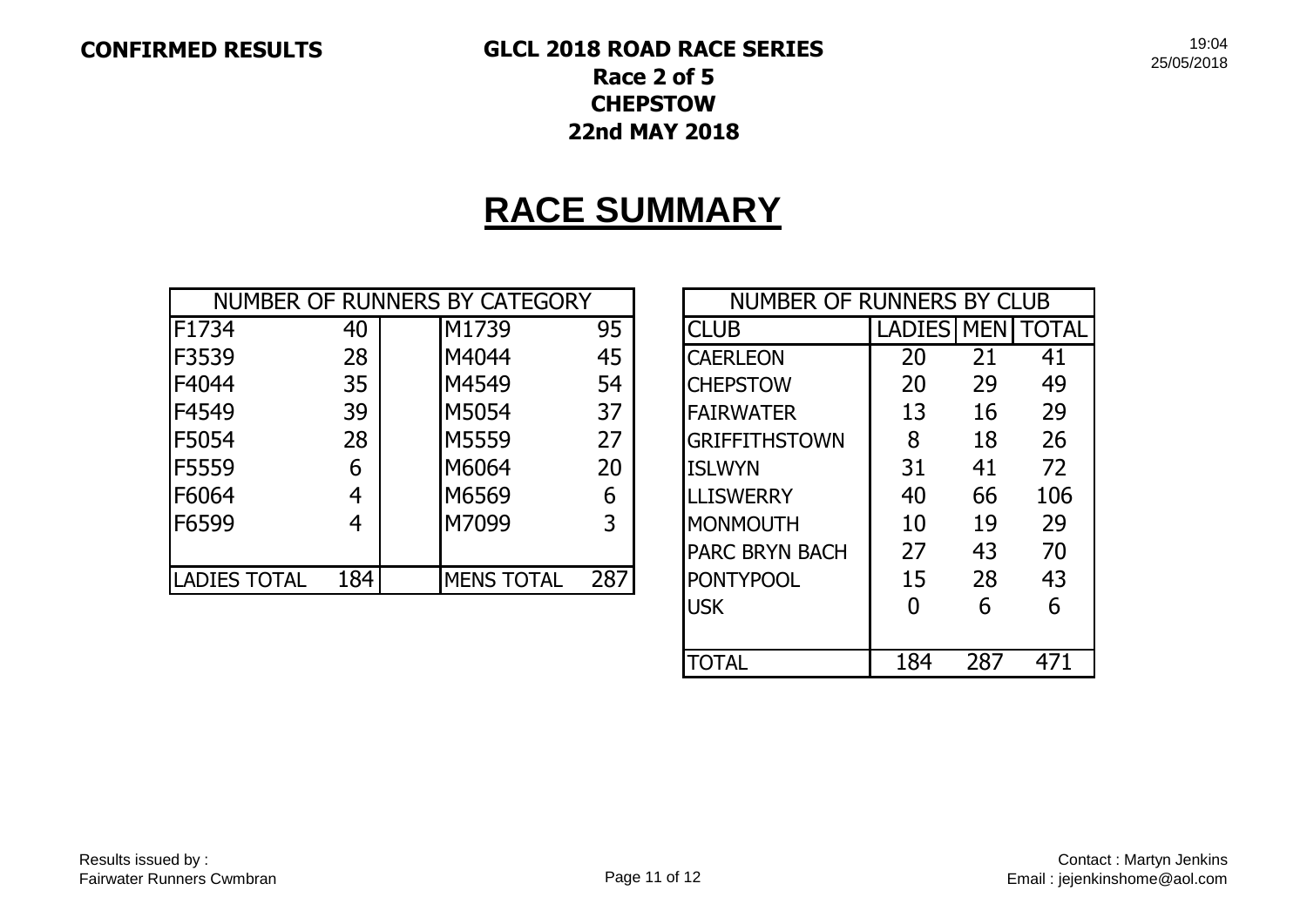**CONFIRMED RESULTS**

**GLCL 2018 ROAD RACE SERIES**
**Race 2 of 5**
**CHEPSTOW**
**22nd MAY 2018**

19:04
25/05/2018

# RACE SUMMARY

| NUMBER OF RUNNERS BY CATEGORY | | | | |
|---|---|---|---|---|
| F1734 | 40 | | M1739 | 95 |
| F3539 | 28 | | M4044 | 45 |
| F4044 | 35 | | M4549 | 54 |
| F4549 | 39 | | M5054 | 37 |
| F5054 | 28 | | M5559 | 27 |
| F5559 | 6 | | M6064 | 20 |
| F6064 | 4 | | M6569 | 6 |
| F6599 | 4 | | M7099 | 3 |
| | | | | |
| LADIES TOTAL | 184 | | MENS TOTAL | 287 |

| NUMBER OF RUNNERS BY CLUB | | | |
|---|---|---|---|
| CLUB | LADIES | MEN | TOTAL |
| CAERLEON | 20 | 21 | 41 |
| CHEPSTOW | 20 | 29 | 49 |
| FAIRWATER | 13 | 16 | 29 |
| GRIFFITHSTOWN | 8 | 18 | 26 |
| ISLWYN | 31 | 41 | 72 |
| LLISWERRY | 40 | 66 | 106 |
| MONMOUTH | 10 | 19 | 29 |
| PARC BRYN BACH | 27 | 43 | 70 |
| PONTYPOOL | 15 | 28 | 43 |
| USK | 0 | 6 | 6 |
| | | | |
| TOTAL | 184 | 287 | 471 |

Results issued by :
Fairwater Runners Cwmbran

Contact : Martyn Jenkins
Email : jejenkinshome@aol.com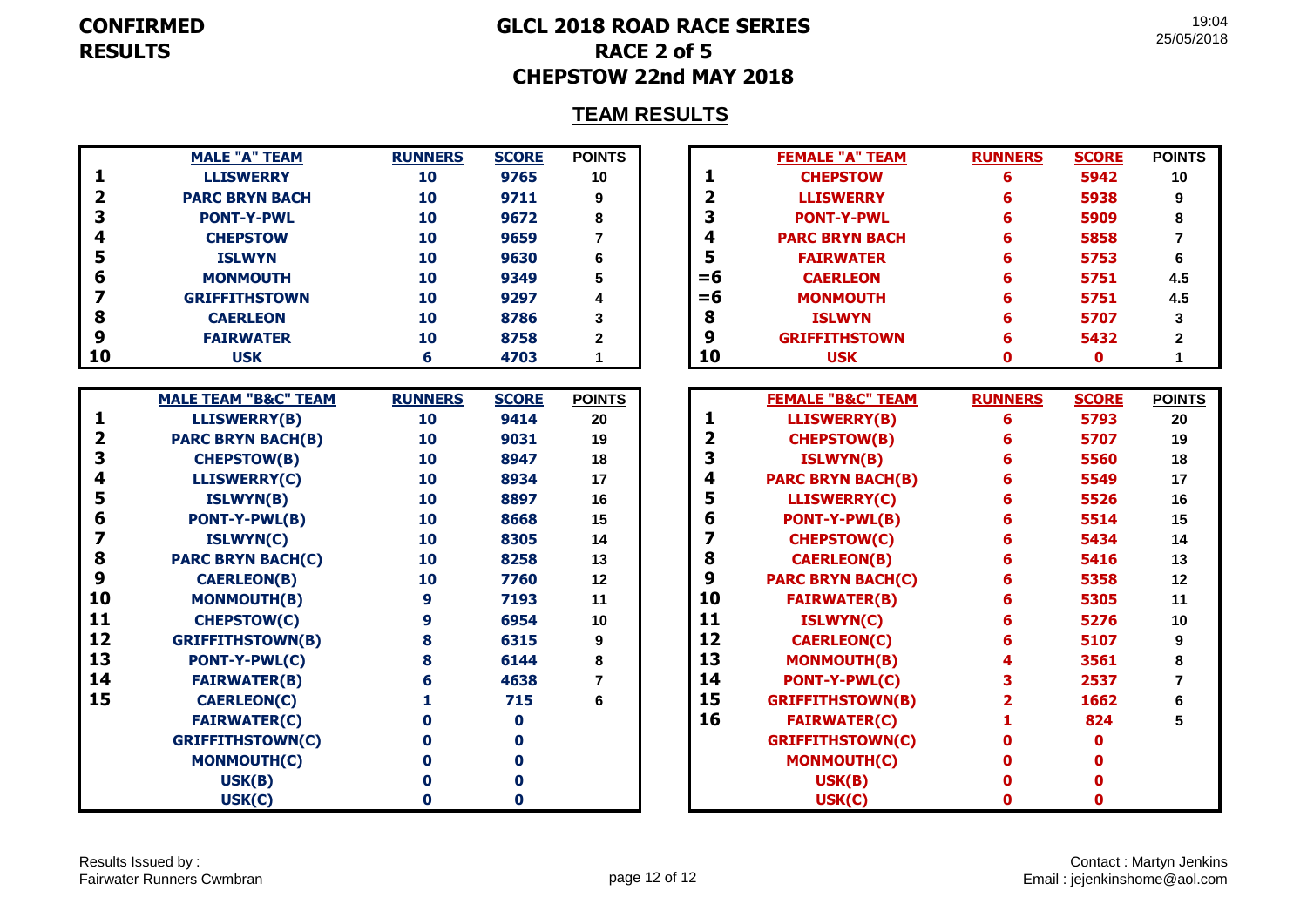**CONFIRMED RESULTS**

# GLCL 2018 ROAD RACE SERIES
## RACE 2 of 5
## CHEPSTOW 22nd MAY 2018

19:04
25/05/2018

### TEAM RESULTS

| | MALE "A" TEAM | RUNNERS | SCORE | POINTS |
|---|---|---|---|---|
| 1 | LLISWERRY | 10 | 9765 | 10 |
| 2 | PARC BRYN BACH | 10 | 9711 | 9 |
| 3 | PONT-Y-PWL | 10 | 9672 | 8 |
| 4 | CHEPSTOW | 10 | 9659 | 7 |
| 5 | ISLWYN | 10 | 9630 | 6 |
| 6 | MONMOUTH | 10 | 9349 | 5 |
| 7 | GRIFFITHSTOWN | 10 | 9297 | 4 |
| 8 | CAERLEON | 10 | 8786 | 3 |
| 9 | FAIRWATER | 10 | 8758 | 2 |
| 10 | USK | 6 | 4703 | 1 |

| | FEMALE "A" TEAM | RUNNERS | SCORE | POINTS |
|---|---|---|---|---|
| 1 | CHEPSTOW | 6 | 5942 | 10 |
| 2 | LLISWERRY | 6 | 5938 | 9 |
| 3 | PONT-Y-PWL | 6 | 5909 | 8 |
| 4 | PARC BRYN BACH | 6 | 5858 | 7 |
| 5 | FAIRWATER | 6 | 5753 | 6 |
| =6 | CAERLEON | 6 | 5751 | 4.5 |
| =6 | MONMOUTH | 6 | 5751 | 4.5 |
| 8 | ISLWYN | 6 | 5707 | 3 |
| 9 | GRIFFITHSTOWN | 6 | 5432 | 2 |
| 10 | USK | 0 | 0 | 1 |

| | MALE TEAM "B&C" TEAM | RUNNERS | SCORE | POINTS |
|---|---|---|---|---|
| 1 | LLISWERRY(B) | 10 | 9414 | 20 |
| 2 | PARC BRYN BACH(B) | 10 | 9031 | 19 |
| 3 | CHEPSTOW(B) | 10 | 8947 | 18 |
| 4 | LLISWERRY(C) | 10 | 8934 | 17 |
| 5 | ISLWYN(B) | 10 | 8897 | 16 |
| 6 | PONT-Y-PWL(B) | 10 | 8668 | 15 |
| 7 | ISLWYN(C) | 10 | 8305 | 14 |
| 8 | PARC BRYN BACH(C) | 10 | 8258 | 13 |
| 9 | CAERLEON(B) | 10 | 7760 | 12 |
| 10 | MONMOUTH(B) | 9 | 7193 | 11 |
| 11 | CHEPSTOW(C) | 9 | 6954 | 10 |
| 12 | GRIFFITHSTOWN(B) | 8 | 6315 | 9 |
| 13 | PONT-Y-PWL(C) | 8 | 6144 | 8 |
| 14 | FAIRWATER(B) | 6 | 4638 | 7 |
| 15 | CAERLEON(C) | 1 | 715 | 6 |
| | FAIRWATER(C) | 0 | 0 | |
| | GRIFFITHSTOWN(C) | 0 | 0 | |
| | MONMOUTH(C) | 0 | 0 | |
| | USK(B) | 0 | 0 | |
| | USK(C) | 0 | 0 | |

| | FEMALE "B&C" TEAM | RUNNERS | SCORE | POINTS |
|---|---|---|---|---|
| 1 | LLISWERRY(B) | 6 | 5793 | 20 |
| 2 | CHEPSTOW(B) | 6 | 5707 | 19 |
| 3 | ISLWYN(B) | 6 | 5560 | 18 |
| 4 | PARC BRYN BACH(B) | 6 | 5549 | 17 |
| 5 | LLISWERRY(C) | 6 | 5526 | 16 |
| 6 | PONT-Y-PWL(B) | 6 | 5514 | 15 |
| 7 | CHEPSTOW(C) | 6 | 5434 | 14 |
| 8 | CAERLEON(B) | 6 | 5416 | 13 |
| 9 | PARC BRYN BACH(C) | 6 | 5358 | 12 |
| 10 | FAIRWATER(B) | 6 | 5305 | 11 |
| 11 | ISLWYN(C) | 6 | 5276 | 10 |
| 12 | CAERLEON(C) | 6 | 5107 | 9 |
| 13 | MONMOUTH(B) | 4 | 3561 | 8 |
| 14 | PONT-Y-PWL(C) | 3 | 2537 | 7 |
| 15 | GRIFFITHSTOWN(B) | 2 | 1662 | 6 |
| 16 | FAIRWATER(C) | 1 | 824 | 5 |
| | GRIFFITHSTOWN(C) | 0 | 0 | |
| | MONMOUTH(C) | 0 | 0 | |
| | USK(B) | 0 | 0 | |
| | USK(C) | 0 | 0 | |

Results Issued by :
Fairwater Runners Cwmbran

Contact : Martyn Jenkins
Email : jejenkinshome@aol.com